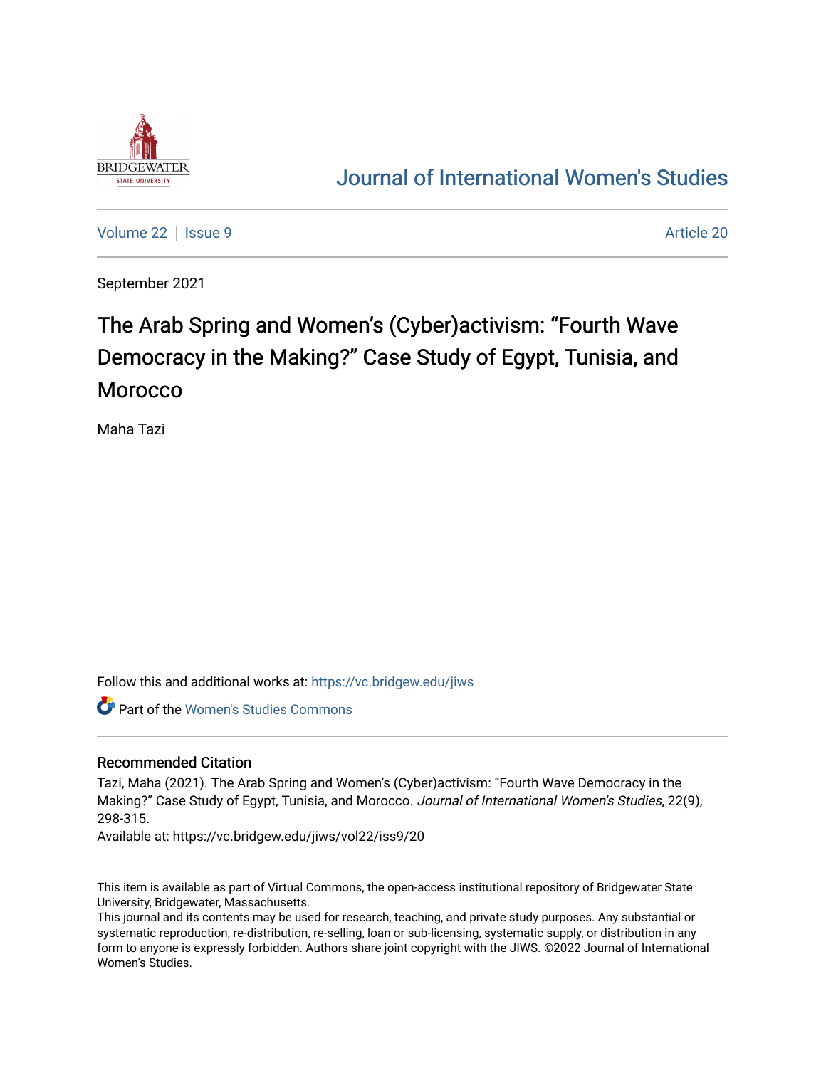# Journal of International Women's Studies

Volume 22 | Issue 9 | Article 20

September 2021

# The Arab Spring and Women's (Cyber)activism: "Fourth Wave Democracy in the Making?" Case Study of Egypt, Tunisia, and Morocco

Maha Tazi

Follow this and additional works at: https://vc.bridgew.edu/jiws

Part of the Women's Studies Commons

## Recommended Citation

Tazi, Maha (2021). The Arab Spring and Women's (Cyber)activism: "Fourth Wave Democracy in the Making?" Case Study of Egypt, Tunisia, and Morocco. *Journal of International Women's Studies*, 22(9), 298-315.

Available at: https://vc.bridgew.edu/jiws/vol22/iss9/20

This item is available as part of Virtual Commons, the open-access institutional repository of Bridgewater State University, Bridgewater, Massachusetts.

This journal and its contents may be used for research, teaching, and private study purposes. Any substantial or systematic reproduction, re-distribution, re-selling, loan or sub-licensing, systematic supply, or distribution in any form to anyone is expressly forbidden. Authors share joint copyright with the JIWS. ©2022 Journal of International Women's Studies.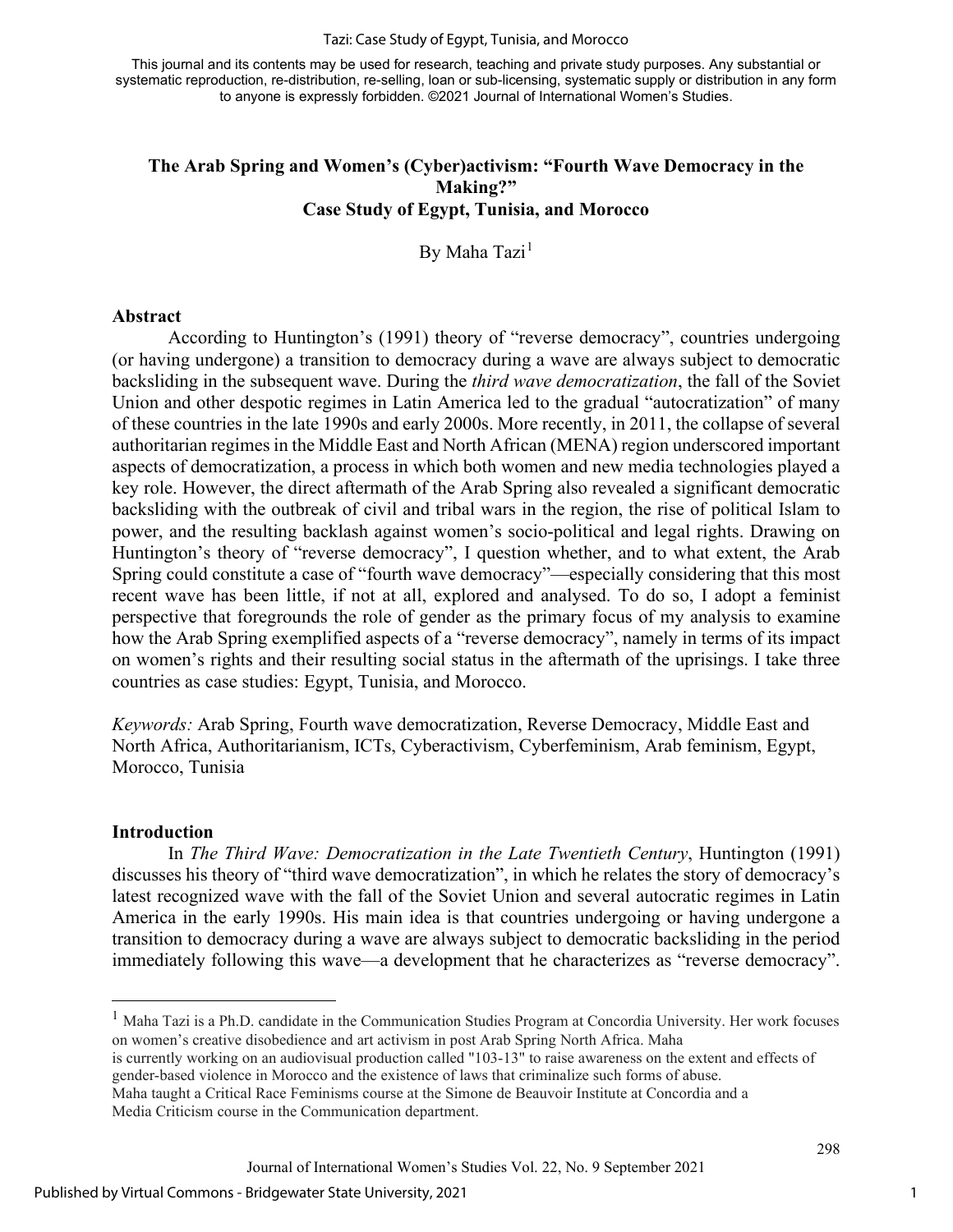This journal and its contents may be used for research, teaching and private study purposes. Any substantial or systematic reproduction, re-distribution, re-selling, loan or sub-licensing, systematic supply or distribution in any form to anyone is expressly forbidden. ©2021 Journal of International Women's Studies.

# The Arab Spring and Women's (Cyber)activism: "Fourth Wave Democracy in the Making?" Case Study of Egypt, Tunisia, and Morocco

By Maha Tazi[1]

## Abstract

According to Huntington's (1991) theory of "reverse democracy", countries undergoing (or having undergone) a transition to democracy during a wave are always subject to democratic backsliding in the subsequent wave. During the *third wave democratization*, the fall of the Soviet Union and other despotic regimes in Latin America led to the gradual "autocratization" of many of these countries in the late 1990s and early 2000s. More recently, in 2011, the collapse of several authoritarian regimes in the Middle East and North African (MENA) region underscored important aspects of democratization, a process in which both women and new media technologies played a key role. However, the direct aftermath of the Arab Spring also revealed a significant democratic backsliding with the outbreak of civil and tribal wars in the region, the rise of political Islam to power, and the resulting backlash against women's socio-political and legal rights. Drawing on Huntington's theory of "reverse democracy", I question whether, and to what extent, the Arab Spring could constitute a case of "fourth wave democracy"—especially considering that this most recent wave has been little, if not at all, explored and analysed. To do so, I adopt a feminist perspective that foregrounds the role of gender as the primary focus of my analysis to examine how the Arab Spring exemplified aspects of a "reverse democracy", namely in terms of its impact on women's rights and their resulting social status in the aftermath of the uprisings. I take three countries as case studies: Egypt, Tunisia, and Morocco.

*Keywords:* Arab Spring, Fourth wave democratization, Reverse Democracy, Middle East and North Africa, Authoritarianism, ICTs, Cyberactivism, Cyberfeminism, Arab feminism, Egypt, Morocco, Tunisia

## Introduction

In *The Third Wave: Democratization in the Late Twentieth Century*, Huntington (1991) discusses his theory of "third wave democratization", in which he relates the story of democracy's latest recognized wave with the fall of the Soviet Union and several autocratic regimes in Latin America in the early 1990s. His main idea is that countries undergoing or having undergone a transition to democracy during a wave are always subject to democratic backsliding in the period immediately following this wave—a development that he characterizes as "reverse democracy".

---

[1] Maha Tazi is a Ph.D. candidate in the Communication Studies Program at Concordia University. Her work focuses on women's creative disobedience and art activism in post Arab Spring North Africa. Maha is currently working on an audiovisual production called "103-13" to raise awareness on the extent and effects of gender-based violence in Morocco and the existence of laws that criminalize such forms of abuse. Maha taught a Critical Race Feminisms course at the Simone de Beauvoir Institute at Concordia and a Media Criticism course in the Communication department.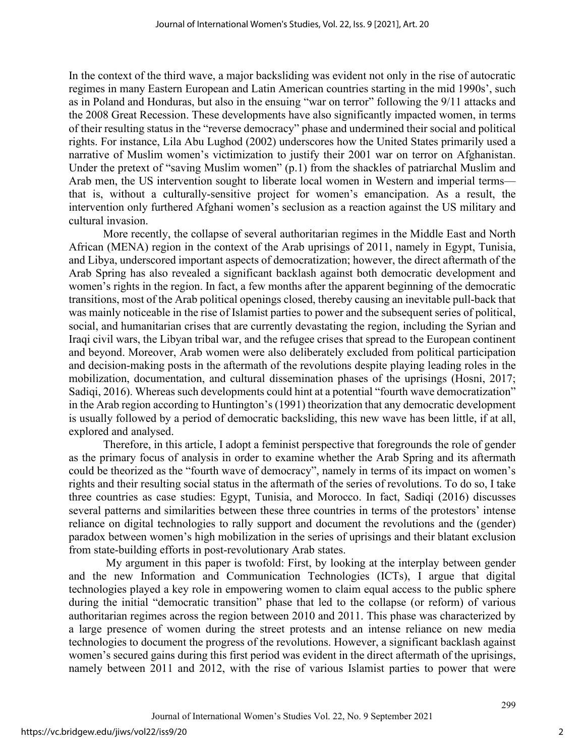In the context of the third wave, a major backsliding was evident not only in the rise of autocratic regimes in many Eastern European and Latin American countries starting in the mid 1990s', such as in Poland and Honduras, but also in the ensuing "war on terror" following the 9/11 attacks and the 2008 Great Recession. These developments have also significantly impacted women, in terms of their resulting status in the "reverse democracy" phase and undermined their social and political rights. For instance, Lila Abu Lughod (2002) underscores how the United States primarily used a narrative of Muslim women's victimization to justify their 2001 war on terror on Afghanistan. Under the pretext of "saving Muslim women" (p.1) from the shackles of patriarchal Muslim and Arab men, the US intervention sought to liberate local women in Western and imperial terms—that is, without a culturally-sensitive project for women's emancipation. As a result, the intervention only furthered Afghani women's seclusion as a reaction against the US military and cultural invasion.

More recently, the collapse of several authoritarian regimes in the Middle East and North African (MENA) region in the context of the Arab uprisings of 2011, namely in Egypt, Tunisia, and Libya, underscored important aspects of democratization; however, the direct aftermath of the Arab Spring has also revealed a significant backlash against both democratic development and women's rights in the region. In fact, a few months after the apparent beginning of the democratic transitions, most of the Arab political openings closed, thereby causing an inevitable pull-back that was mainly noticeable in the rise of Islamist parties to power and the subsequent series of political, social, and humanitarian crises that are currently devastating the region, including the Syrian and Iraqi civil wars, the Libyan tribal war, and the refugee crises that spread to the European continent and beyond. Moreover, Arab women were also deliberately excluded from political participation and decision-making posts in the aftermath of the revolutions despite playing leading roles in the mobilization, documentation, and cultural dissemination phases of the uprisings (Hosni, 2017; Sadiqi, 2016). Whereas such developments could hint at a potential "fourth wave democratization" in the Arab region according to Huntington's (1991) theorization that any democratic development is usually followed by a period of democratic backsliding, this new wave has been little, if at all, explored and analysed.

Therefore, in this article, I adopt a feminist perspective that foregrounds the role of gender as the primary focus of analysis in order to examine whether the Arab Spring and its aftermath could be theorized as the "fourth wave of democracy", namely in terms of its impact on women's rights and their resulting social status in the aftermath of the series of revolutions. To do so, I take three countries as case studies: Egypt, Tunisia, and Morocco. In fact, Sadiqi (2016) discusses several patterns and similarities between these three countries in terms of the protestors' intense reliance on digital technologies to rally support and document the revolutions and the (gender) paradox between women's high mobilization in the series of uprisings and their blatant exclusion from state-building efforts in post-revolutionary Arab states.

My argument in this paper is twofold: First, by looking at the interplay between gender and the new Information and Communication Technologies (ICTs), I argue that digital technologies played a key role in empowering women to claim equal access to the public sphere during the initial "democratic transition" phase that led to the collapse (or reform) of various authoritarian regimes across the region between 2010 and 2011. This phase was characterized by a large presence of women during the street protests and an intense reliance on new media technologies to document the progress of the revolutions. However, a significant backlash against women's secured gains during this first period was evident in the direct aftermath of the uprisings, namely between 2011 and 2012, with the rise of various Islamist parties to power that were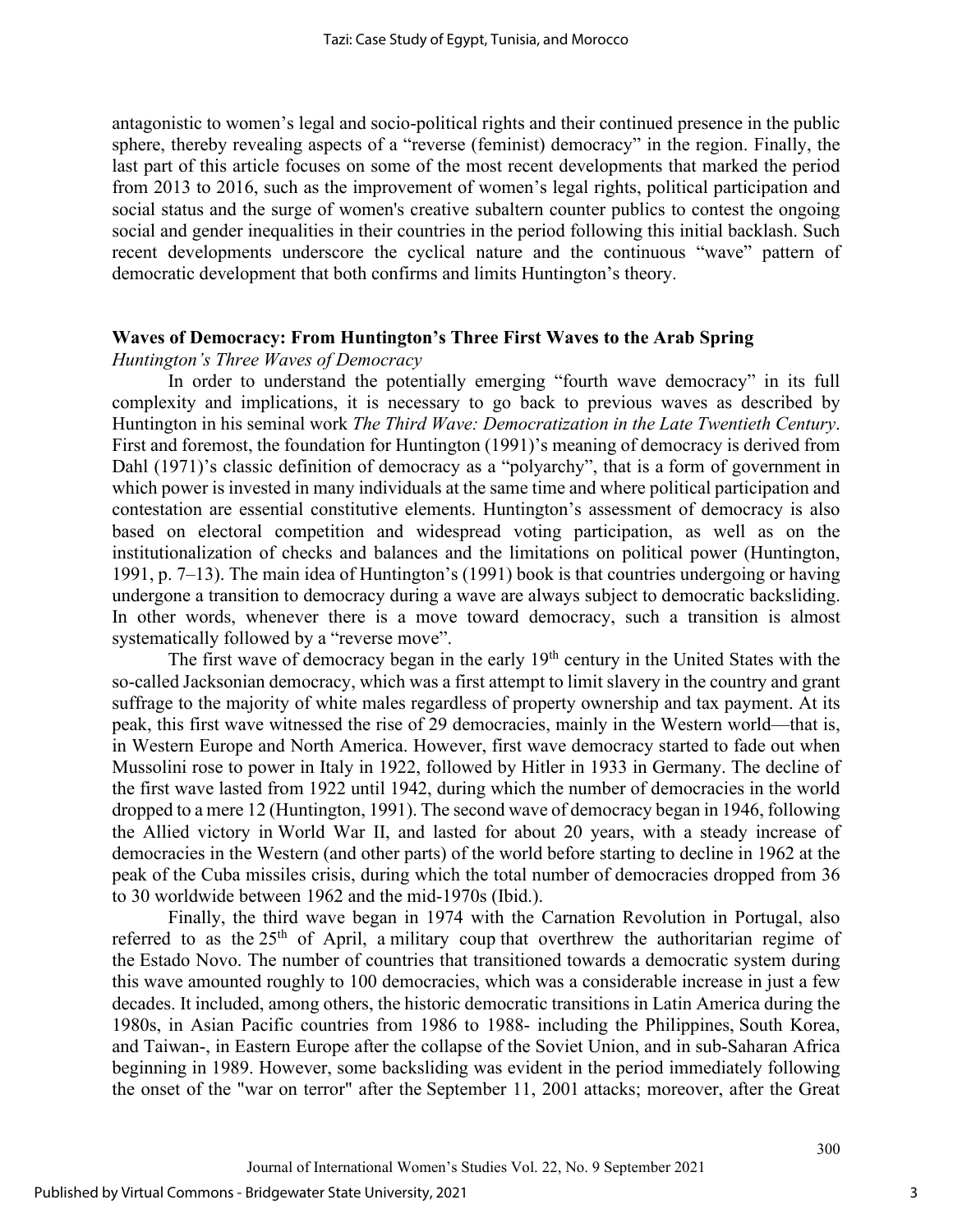antagonistic to women's legal and socio-political rights and their continued presence in the public sphere, thereby revealing aspects of a "reverse (feminist) democracy" in the region. Finally, the last part of this article focuses on some of the most recent developments that marked the period from 2013 to 2016, such as the improvement of women's legal rights, political participation and social status and the surge of women's creative subaltern counter publics to contest the ongoing social and gender inequalities in their countries in the period following this initial backlash. Such recent developments underscore the cyclical nature and the continuous "wave" pattern of democratic development that both confirms and limits Huntington's theory.

## Waves of Democracy: From Huntington's Three First Waves to the Arab Spring

### *Huntington's Three Waves of Democracy*

In order to understand the potentially emerging "fourth wave democracy" in its full complexity and implications, it is necessary to go back to previous waves as described by Huntington in his seminal work *The Third Wave: Democratization in the Late Twentieth Century*. First and foremost, the foundation for Huntington (1991)'s meaning of democracy is derived from Dahl (1971)'s classic definition of democracy as a "polyarchy", that is a form of government in which power is invested in many individuals at the same time and where political participation and contestation are essential constitutive elements. Huntington's assessment of democracy is also based on electoral competition and widespread voting participation, as well as on the institutionalization of checks and balances and the limitations on political power (Huntington, 1991, p. 7–13). The main idea of Huntington's (1991) book is that countries undergoing or having undergone a transition to democracy during a wave are always subject to democratic backsliding. In other words, whenever there is a move toward democracy, such a transition is almost systematically followed by a "reverse move".

The first wave of democracy began in the early 19th century in the United States with the so-called Jacksonian democracy, which was a first attempt to limit slavery in the country and grant suffrage to the majority of white males regardless of property ownership and tax payment. At its peak, this first wave witnessed the rise of 29 democracies, mainly in the Western world—that is, in Western Europe and North America. However, first wave democracy started to fade out when Mussolini rose to power in Italy in 1922, followed by Hitler in 1933 in Germany. The decline of the first wave lasted from 1922 until 1942, during which the number of democracies in the world dropped to a mere 12 (Huntington, 1991). The second wave of democracy began in 1946, following the Allied victory in World War II, and lasted for about 20 years, with a steady increase of democracies in the Western (and other parts) of the world before starting to decline in 1962 at the peak of the Cuba missiles crisis, during which the total number of democracies dropped from 36 to 30 worldwide between 1962 and the mid-1970s (Ibid.).

Finally, the third wave began in 1974 with the Carnation Revolution in Portugal, also referred to as the 25th of April, a military coup that overthrew the authoritarian regime of the Estado Novo. The number of countries that transitioned towards a democratic system during this wave amounted roughly to 100 democracies, which was a considerable increase in just a few decades. It included, among others, the historic democratic transitions in Latin America during the 1980s, in Asian Pacific countries from 1986 to 1988- including the Philippines, South Korea, and Taiwan-, in Eastern Europe after the collapse of the Soviet Union, and in sub-Saharan Africa beginning in 1989. However, some backsliding was evident in the period immediately following the onset of the "war on terror" after the September 11, 2001 attacks; moreover, after the Great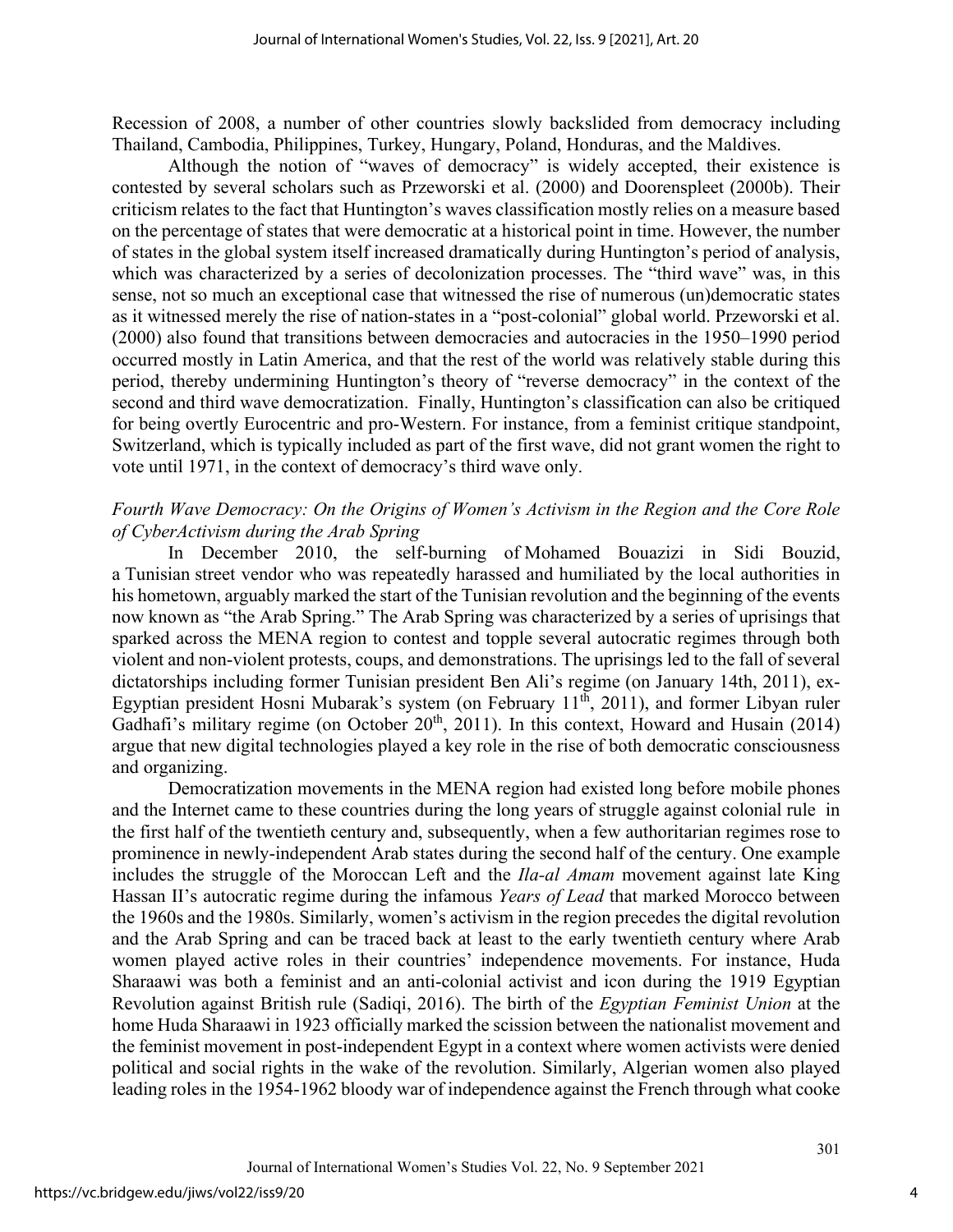Recession of 2008, a number of other countries slowly backslided from democracy including Thailand, Cambodia, Philippines, Turkey, Hungary, Poland, Honduras, and the Maldives.

Although the notion of "waves of democracy" is widely accepted, their existence is contested by several scholars such as Przeworski et al. (2000) and Doorenspleet (2000b). Their criticism relates to the fact that Huntington's waves classification mostly relies on a measure based on the percentage of states that were democratic at a historical point in time. However, the number of states in the global system itself increased dramatically during Huntington's period of analysis, which was characterized by a series of decolonization processes. The "third wave" was, in this sense, not so much an exceptional case that witnessed the rise of numerous (un)democratic states as it witnessed merely the rise of nation-states in a "post-colonial" global world. Przeworski et al. (2000) also found that transitions between democracies and autocracies in the 1950–1990 period occurred mostly in Latin America, and that the rest of the world was relatively stable during this period, thereby undermining Huntington's theory of "reverse democracy" in the context of the second and third wave democratization. Finally, Huntington's classification can also be critiqued for being overtly Eurocentric and pro-Western. For instance, from a feminist critique standpoint, Switzerland, which is typically included as part of the first wave, did not grant women the right to vote until 1971, in the context of democracy's third wave only.

### *Fourth Wave Democracy: On the Origins of Women's Activism in the Region and the Core Role of CyberActivism during the Arab Spring*

In December 2010, the self-burning of Mohamed Bouazizi in Sidi Bouzid, a Tunisian street vendor who was repeatedly harassed and humiliated by the local authorities in his hometown, arguably marked the start of the Tunisian revolution and the beginning of the events now known as "the Arab Spring." The Arab Spring was characterized by a series of uprisings that sparked across the MENA region to contest and topple several autocratic regimes through both violent and non-violent protests, coups, and demonstrations. The uprisings led to the fall of several dictatorships including former Tunisian president Ben Ali's regime (on January 14th, 2011), ex-Egyptian president Hosni Mubarak's system (on February 11th, 2011), and former Libyan ruler Gadhafi's military regime (on October 20th, 2011). In this context, Howard and Husain (2014) argue that new digital technologies played a key role in the rise of both democratic consciousness and organizing.

Democratization movements in the MENA region had existed long before mobile phones and the Internet came to these countries during the long years of struggle against colonial rule in the first half of the twentieth century and, subsequently, when a few authoritarian regimes rose to prominence in newly-independent Arab states during the second half of the century. One example includes the struggle of the Moroccan Left and the *Ila-al Amam* movement against late King Hassan II's autocratic regime during the infamous *Years of Lead* that marked Morocco between the 1960s and the 1980s. Similarly, women's activism in the region precedes the digital revolution and the Arab Spring and can be traced back at least to the early twentieth century where Arab women played active roles in their countries' independence movements. For instance, Huda Sharaawi was both a feminist and an anti-colonial activist and icon during the 1919 Egyptian Revolution against British rule (Sadiqi, 2016). The birth of the *Egyptian Feminist Union* at the home Huda Sharaawi in 1923 officially marked the scission between the nationalist movement and the feminist movement in post-independent Egypt in a context where women activists were denied political and social rights in the wake of the revolution. Similarly, Algerian women also played leading roles in the 1954-1962 bloody war of independence against the French through what cooke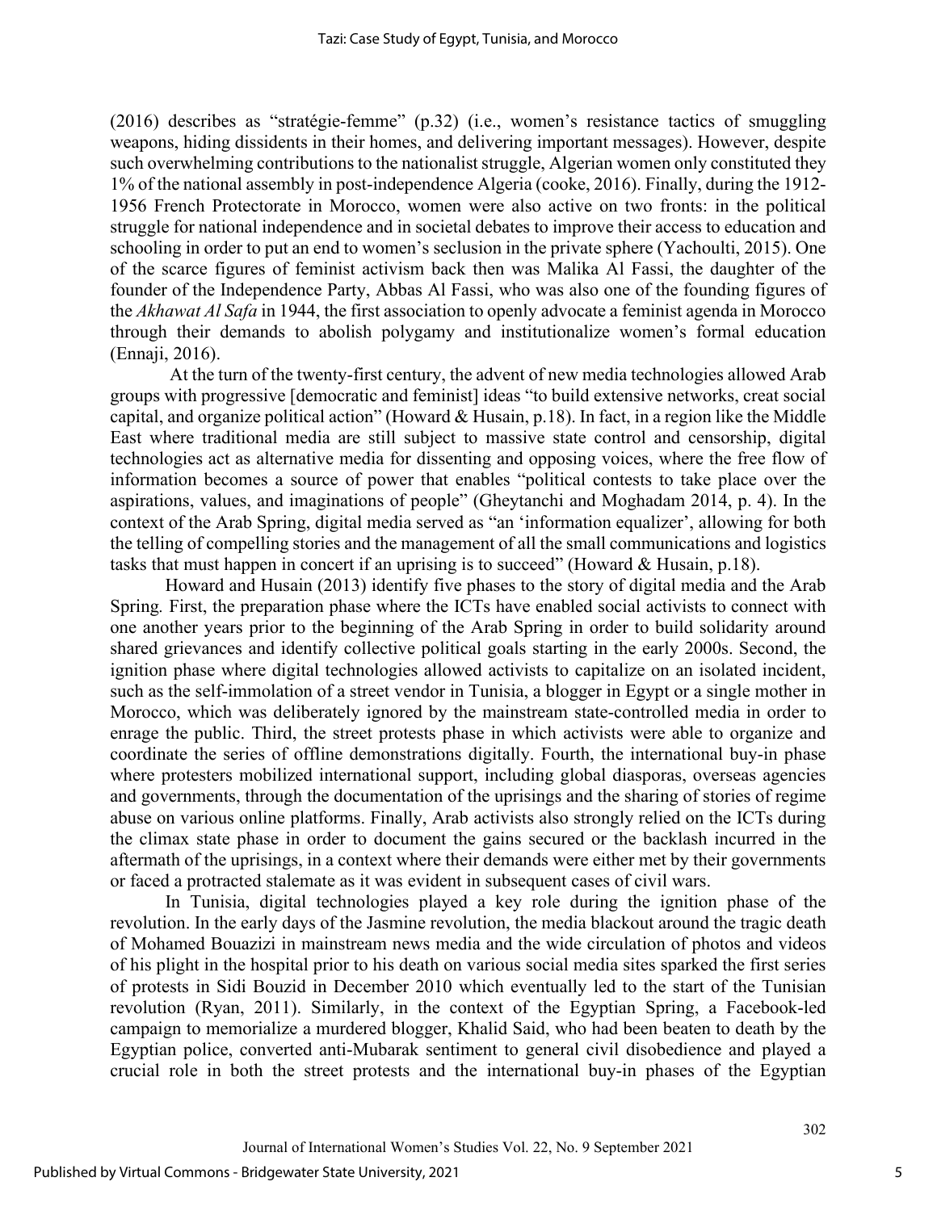(2016) describes as "stratégie-femme" (p.32) (i.e., women's resistance tactics of smuggling weapons, hiding dissidents in their homes, and delivering important messages). However, despite such overwhelming contributions to the nationalist struggle, Algerian women only constituted they 1% of the national assembly in post-independence Algeria (cooke, 2016). Finally, during the 1912-1956 French Protectorate in Morocco, women were also active on two fronts: in the political struggle for national independence and in societal debates to improve their access to education and schooling in order to put an end to women's seclusion in the private sphere (Yachoulti, 2015). One of the scarce figures of feminist activism back then was Malika Al Fassi, the daughter of the founder of the Independence Party, Abbas Al Fassi, who was also one of the founding figures of the *Akhawat Al Safa* in 1944, the first association to openly advocate a feminist agenda in Morocco through their demands to abolish polygamy and institutionalize women's formal education (Ennaji, 2016).

At the turn of the twenty-first century, the advent of new media technologies allowed Arab groups with progressive [democratic and feminist] ideas "to build extensive networks, creat social capital, and organize political action" (Howard & Husain, p.18). In fact, in a region like the Middle East where traditional media are still subject to massive state control and censorship, digital technologies act as alternative media for dissenting and opposing voices, where the free flow of information becomes a source of power that enables "political contests to take place over the aspirations, values, and imaginations of people" (Gheytanchi and Moghadam 2014, p. 4). In the context of the Arab Spring, digital media served as "an 'information equalizer', allowing for both the telling of compelling stories and the management of all the small communications and logistics tasks that must happen in concert if an uprising is to succeed" (Howard & Husain, p.18).

Howard and Husain (2013) identify five phases to the story of digital media and the Arab Spring. First, the preparation phase where the ICTs have enabled social activists to connect with one another years prior to the beginning of the Arab Spring in order to build solidarity around shared grievances and identify collective political goals starting in the early 2000s. Second, the ignition phase where digital technologies allowed activists to capitalize on an isolated incident, such as the self-immolation of a street vendor in Tunisia, a blogger in Egypt or a single mother in Morocco, which was deliberately ignored by the mainstream state-controlled media in order to enrage the public. Third, the street protests phase in which activists were able to organize and coordinate the series of offline demonstrations digitally. Fourth, the international buy-in phase where protesters mobilized international support, including global diasporas, overseas agencies and governments, through the documentation of the uprisings and the sharing of stories of regime abuse on various online platforms. Finally, Arab activists also strongly relied on the ICTs during the climax state phase in order to document the gains secured or the backlash incurred in the aftermath of the uprisings, in a context where their demands were either met by their governments or faced a protracted stalemate as it was evident in subsequent cases of civil wars.

In Tunisia, digital technologies played a key role during the ignition phase of the revolution. In the early days of the Jasmine revolution, the media blackout around the tragic death of Mohamed Bouazizi in mainstream news media and the wide circulation of photos and videos of his plight in the hospital prior to his death on various social media sites sparked the first series of protests in Sidi Bouzid in December 2010 which eventually led to the start of the Tunisian revolution (Ryan, 2011). Similarly, in the context of the Egyptian Spring, a Facebook-led campaign to memorialize a murdered blogger, Khalid Said, who had been beaten to death by the Egyptian police, converted anti-Mubarak sentiment to general civil disobedience and played a crucial role in both the street protests and the international buy-in phases of the Egyptian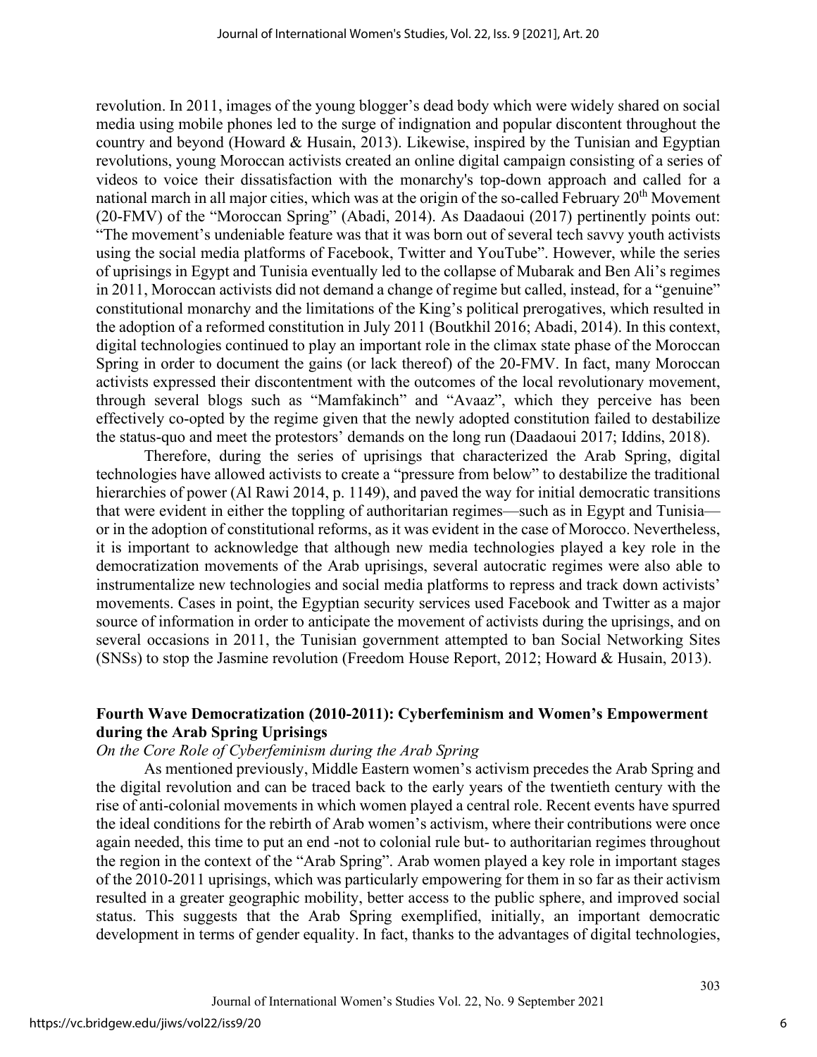revolution. In 2011, images of the young blogger's dead body which were widely shared on social media using mobile phones led to the surge of indignation and popular discontent throughout the country and beyond (Howard & Husain, 2013). Likewise, inspired by the Tunisian and Egyptian revolutions, young Moroccan activists created an online digital campaign consisting of a series of videos to voice their dissatisfaction with the monarchy's top-down approach and called for a national march in all major cities, which was at the origin of the so-called February 20th Movement (20-FMV) of the "Moroccan Spring" (Abadi, 2014). As Daadaoui (2017) pertinently points out: "The movement's undeniable feature was that it was born out of several tech savvy youth activists using the social media platforms of Facebook, Twitter and YouTube". However, while the series of uprisings in Egypt and Tunisia eventually led to the collapse of Mubarak and Ben Ali's regimes in 2011, Moroccan activists did not demand a change of regime but called, instead, for a "genuine" constitutional monarchy and the limitations of the King's political prerogatives, which resulted in the adoption of a reformed constitution in July 2011 (Boutkhil 2016; Abadi, 2014). In this context, digital technologies continued to play an important role in the climax state phase of the Moroccan Spring in order to document the gains (or lack thereof) of the 20-FMV. In fact, many Moroccan activists expressed their discontentment with the outcomes of the local revolutionary movement, through several blogs such as "Mamfakinch" and "Avaaz", which they perceive has been effectively co-opted by the regime given that the newly adopted constitution failed to destabilize the status-quo and meet the protestors' demands on the long run (Daadaoui 2017; Iddins, 2018).

Therefore, during the series of uprisings that characterized the Arab Spring, digital technologies have allowed activists to create a "pressure from below" to destabilize the traditional hierarchies of power (Al Rawi 2014, p. 1149), and paved the way for initial democratic transitions that were evident in either the toppling of authoritarian regimes—such as in Egypt and Tunisia—or in the adoption of constitutional reforms, as it was evident in the case of Morocco. Nevertheless, it is important to acknowledge that although new media technologies played a key role in the democratization movements of the Arab uprisings, several autocratic regimes were also able to instrumentalize new technologies and social media platforms to repress and track down activists' movements. Cases in point, the Egyptian security services used Facebook and Twitter as a major source of information in order to anticipate the movement of activists during the uprisings, and on several occasions in 2011, the Tunisian government attempted to ban Social Networking Sites (SNSs) to stop the Jasmine revolution (Freedom House Report, 2012; Howard & Husain, 2013).

## Fourth Wave Democratization (2010-2011): Cyberfeminism and Women's Empowerment during the Arab Spring Uprisings

### *On the Core Role of Cyberfeminism during the Arab Spring*

As mentioned previously, Middle Eastern women's activism precedes the Arab Spring and the digital revolution and can be traced back to the early years of the twentieth century with the rise of anti-colonial movements in which women played a central role. Recent events have spurred the ideal conditions for the rebirth of Arab women's activism, where their contributions were once again needed, this time to put an end -not to colonial rule but- to authoritarian regimes throughout the region in the context of the "Arab Spring". Arab women played a key role in important stages of the 2010-2011 uprisings, which was particularly empowering for them in so far as their activism resulted in a greater geographic mobility, better access to the public sphere, and improved social status. This suggests that the Arab Spring exemplified, initially, an important democratic development in terms of gender equality. In fact, thanks to the advantages of digital technologies,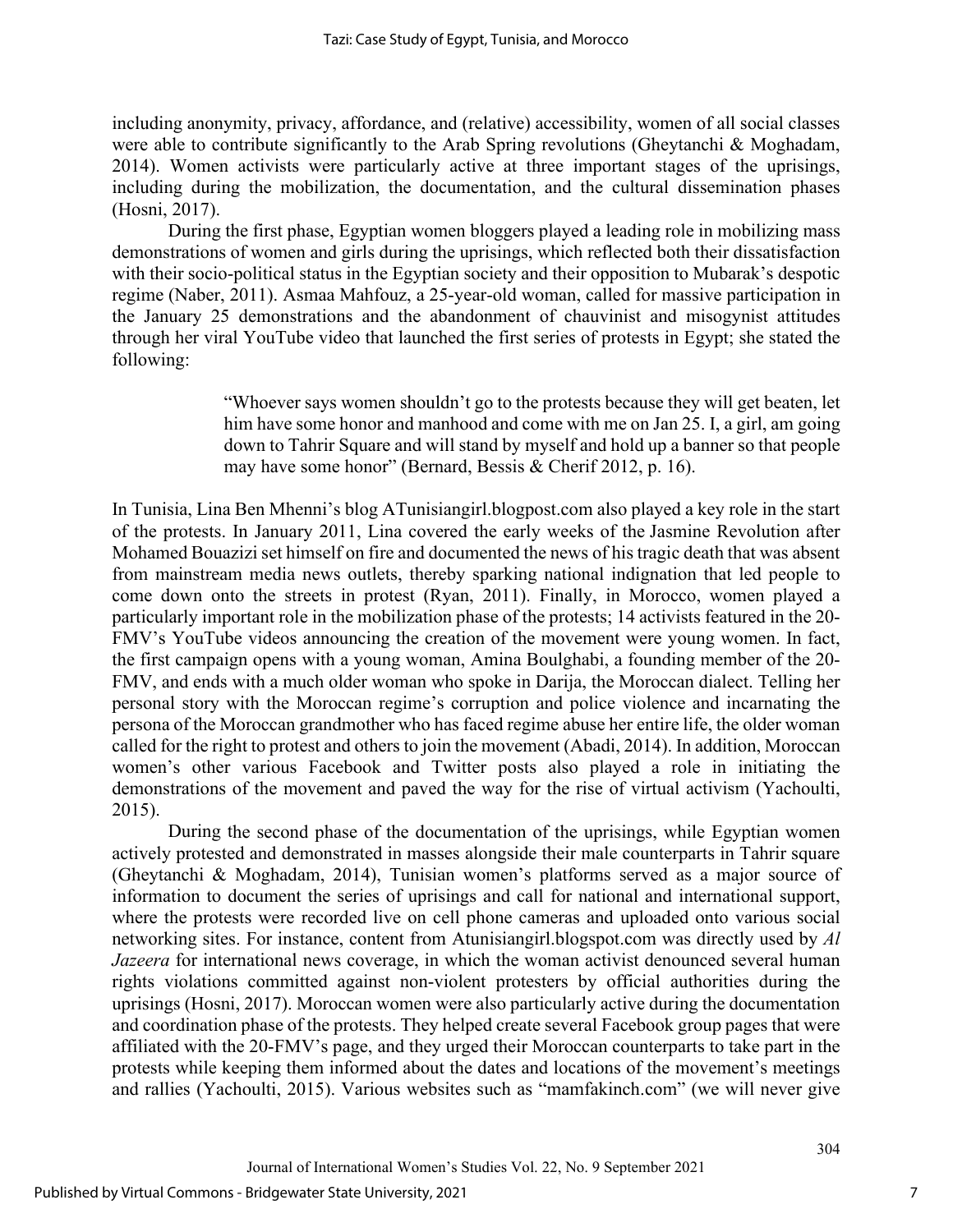including anonymity, privacy, affordance, and (relative) accessibility, women of all social classes were able to contribute significantly to the Arab Spring revolutions (Gheytanchi & Moghadam, 2014). Women activists were particularly active at three important stages of the uprisings, including during the mobilization, the documentation, and the cultural dissemination phases (Hosni, 2017).

During the first phase, Egyptian women bloggers played a leading role in mobilizing mass demonstrations of women and girls during the uprisings, which reflected both their dissatisfaction with their socio-political status in the Egyptian society and their opposition to Mubarak's despotic regime (Naber, 2011). Asmaa Mahfouz, a 25-year-old woman, called for massive participation in the January 25 demonstrations and the abandonment of chauvinist and misogynist attitudes through her viral YouTube video that launched the first series of protests in Egypt; she stated the following:

> "Whoever says women shouldn't go to the protests because they will get beaten, let him have some honor and manhood and come with me on Jan 25. I, a girl, am going down to Tahrir Square and will stand by myself and hold up a banner so that people may have some honor" (Bernard, Bessis & Cherif 2012, p. 16).

In Tunisia, Lina Ben Mhenni's blog ATunisiangirl.blogspot.com also played a key role in the start of the protests. In January 2011, Lina covered the early weeks of the Jasmine Revolution after Mohamed Bouazizi set himself on fire and documented the news of his tragic death that was absent from mainstream media news outlets, thereby sparking national indignation that led people to come down onto the streets in protest (Ryan, 2011). Finally, in Morocco, women played a particularly important role in the mobilization phase of the protests; 14 activists featured in the 20-FMV's YouTube videos announcing the creation of the movement were young women. In fact, the first campaign opens with a young woman, Amina Boulghabi, a founding member of the 20-FMV, and ends with a much older woman who spoke in Darija, the Moroccan dialect. Telling her personal story with the Moroccan regime's corruption and police violence and incarnating the persona of the Moroccan grandmother who has faced regime abuse her entire life, the older woman called for the right to protest and others to join the movement (Abadi, 2014). In addition, Moroccan women's other various Facebook and Twitter posts also played a role in initiating the demonstrations of the movement and paved the way for the rise of virtual activism (Yachoulti, 2015).

During the second phase of the documentation of the uprisings, while Egyptian women actively protested and demonstrated in masses alongside their male counterparts in Tahrir square (Gheytanchi & Moghadam, 2014), Tunisian women's platforms served as a major source of information to document the series of uprisings and call for national and international support, where the protests were recorded live on cell phone cameras and uploaded onto various social networking sites. For instance, content from Atunisiangirl.blogspot.com was directly used by *Al Jazeera* for international news coverage, in which the woman activist denounced several human rights violations committed against non-violent protesters by official authorities during the uprisings (Hosni, 2017). Moroccan women were also particularly active during the documentation and coordination phase of the protests. They helped create several Facebook group pages that were affiliated with the 20-FMV's page, and they urged their Moroccan counterparts to take part in the protests while keeping them informed about the dates and locations of the movement's meetings and rallies (Yachoulti, 2015). Various websites such as "mamfakinch.com" (we will never give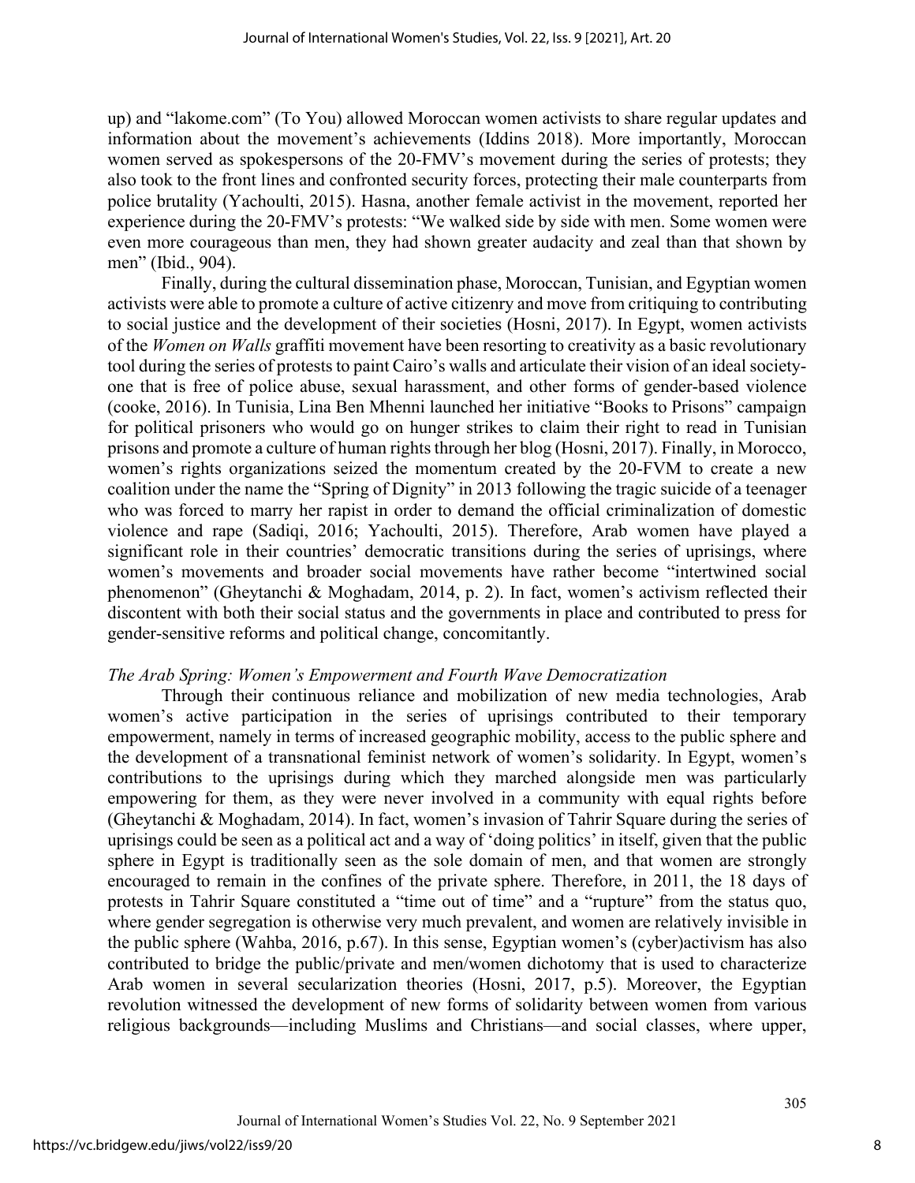up) and "lakome.com" (To You) allowed Moroccan women activists to share regular updates and information about the movement's achievements (Iddins 2018). More importantly, Moroccan women served as spokespersons of the 20-FMV's movement during the series of protests; they also took to the front lines and confronted security forces, protecting their male counterparts from police brutality (Yachoulti, 2015). Hasna, another female activist in the movement, reported her experience during the 20-FMV's protests: "We walked side by side with men. Some women were even more courageous than men, they had shown greater audacity and zeal than that shown by men" (Ibid., 904).

Finally, during the cultural dissemination phase, Moroccan, Tunisian, and Egyptian women activists were able to promote a culture of active citizenry and move from critiquing to contributing to social justice and the development of their societies (Hosni, 2017). In Egypt, women activists of the *Women on Walls* graffiti movement have been resorting to creativity as a basic revolutionary tool during the series of protests to paint Cairo's walls and articulate their vision of an ideal society- one that is free of police abuse, sexual harassment, and other forms of gender-based violence (cooke, 2016). In Tunisia, Lina Ben Mhenni launched her initiative "Books to Prisons" campaign for political prisoners who would go on hunger strikes to claim their right to read in Tunisian prisons and promote a culture of human rights through her blog (Hosni, 2017). Finally, in Morocco, women's rights organizations seized the momentum created by the 20-FVM to create a new coalition under the name the "Spring of Dignity" in 2013 following the tragic suicide of a teenager who was forced to marry her rapist in order to demand the official criminalization of domestic violence and rape (Sadiqi, 2016; Yachoulti, 2015). Therefore, Arab women have played a significant role in their countries' democratic transitions during the series of uprisings, where women's movements and broader social movements have rather become "intertwined social phenomenon" (Gheytanchi & Moghadam, 2014, p. 2). In fact, women's activism reflected their discontent with both their social status and the governments in place and contributed to press for gender-sensitive reforms and political change, concomitantly.

*The Arab Spring: Women's Empowerment and Fourth Wave Democratization*

Through their continuous reliance and mobilization of new media technologies, Arab women's active participation in the series of uprisings contributed to their temporary empowerment, namely in terms of increased geographic mobility, access to the public sphere and the development of a transnational feminist network of women's solidarity. In Egypt, women's contributions to the uprisings during which they marched alongside men was particularly empowering for them, as they were never involved in a community with equal rights before (Gheytanchi & Moghadam, 2014). In fact, women's invasion of Tahrir Square during the series of uprisings could be seen as a political act and a way of 'doing politics' in itself, given that the public sphere in Egypt is traditionally seen as the sole domain of men, and that women are strongly encouraged to remain in the confines of the private sphere. Therefore, in 2011, the 18 days of protests in Tahrir Square constituted a "time out of time" and a "rupture" from the status quo, where gender segregation is otherwise very much prevalent, and women are relatively invisible in the public sphere (Wahba, 2016, p.67). In this sense, Egyptian women's (cyber)activism has also contributed to bridge the public/private and men/women dichotomy that is used to characterize Arab women in several secularization theories (Hosni, 2017, p.5). Moreover, the Egyptian revolution witnessed the development of new forms of solidarity between women from various religious backgrounds—including Muslims and Christians—and social classes, where upper,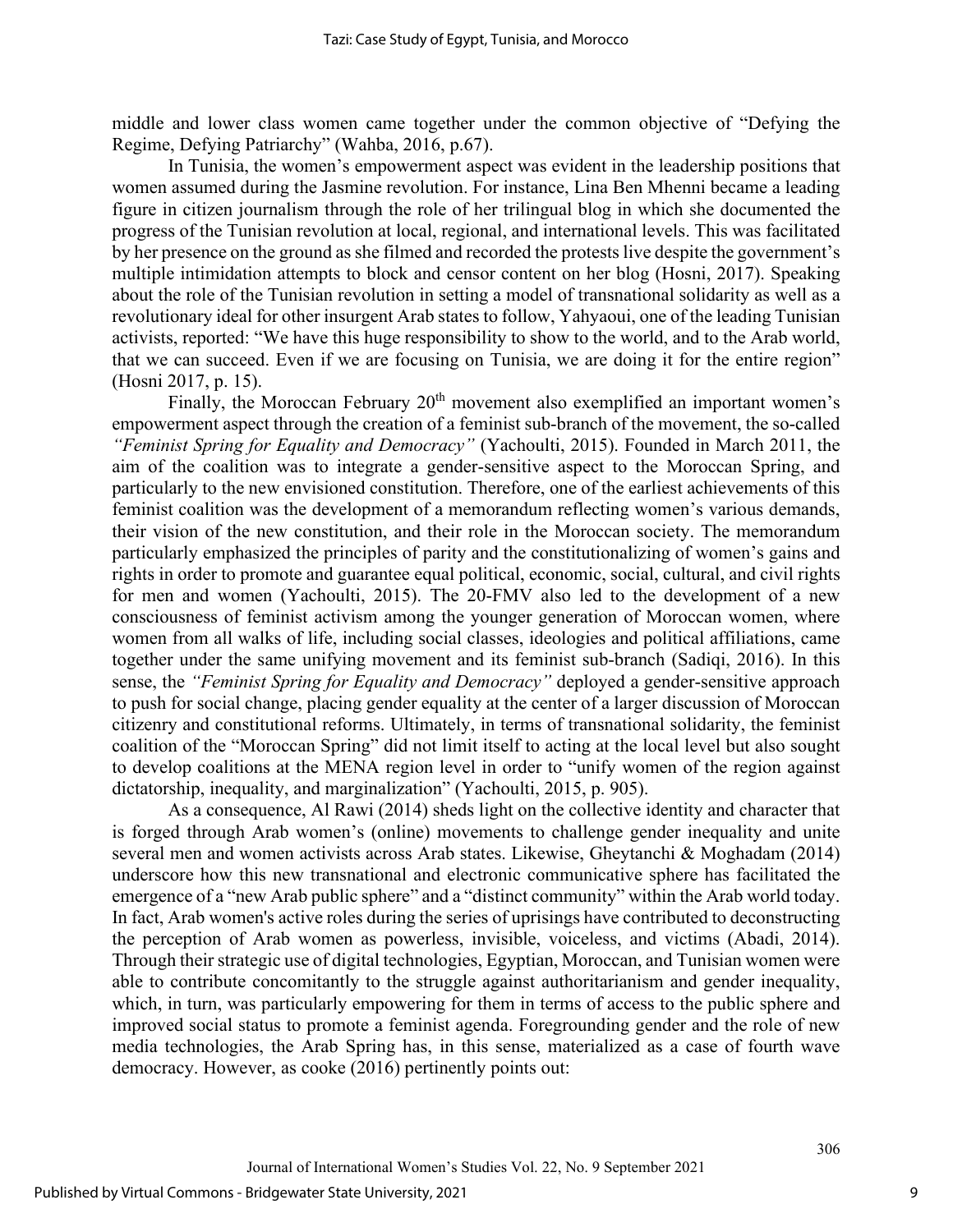middle and lower class women came together under the common objective of "Defying the Regime, Defying Patriarchy" (Wahba, 2016, p.67).

In Tunisia, the women's empowerment aspect was evident in the leadership positions that women assumed during the Jasmine revolution. For instance, Lina Ben Mhenni became a leading figure in citizen journalism through the role of her trilingual blog in which she documented the progress of the Tunisian revolution at local, regional, and international levels. This was facilitated by her presence on the ground as she filmed and recorded the protests live despite the government's multiple intimidation attempts to block and censor content on her blog (Hosni, 2017). Speaking about the role of the Tunisian revolution in setting a model of transnational solidarity as well as a revolutionary ideal for other insurgent Arab states to follow, Yahyaoui, one of the leading Tunisian activists, reported: "We have this huge responsibility to show to the world, and to the Arab world, that we can succeed. Even if we are focusing on Tunisia, we are doing it for the entire region" (Hosni 2017, p. 15).

Finally, the Moroccan February 20th movement also exemplified an important women's empowerment aspect through the creation of a feminist sub-branch of the movement, the so-called *"Feminist Spring for Equality and Democracy"* (Yachoulti, 2015). Founded in March 2011, the aim of the coalition was to integrate a gender-sensitive aspect to the Moroccan Spring, and particularly to the new envisioned constitution. Therefore, one of the earliest achievements of this feminist coalition was the development of a memorandum reflecting women's various demands, their vision of the new constitution, and their role in the Moroccan society. The memorandum particularly emphasized the principles of parity and the constitutionalizing of women's gains and rights in order to promote and guarantee equal political, economic, social, cultural, and civil rights for men and women (Yachoulti, 2015). The 20-FMV also led to the development of a new consciousness of feminist activism among the younger generation of Moroccan women, where women from all walks of life, including social classes, ideologies and political affiliations, came together under the same unifying movement and its feminist sub-branch (Sadiqi, 2016). In this sense, the *"Feminist Spring for Equality and Democracy"* deployed a gender-sensitive approach to push for social change, placing gender equality at the center of a larger discussion of Moroccan citizenry and constitutional reforms. Ultimately, in terms of transnational solidarity, the feminist coalition of the "Moroccan Spring" did not limit itself to acting at the local level but also sought to develop coalitions at the MENA region level in order to "unify women of the region against dictatorship, inequality, and marginalization" (Yachoulti, 2015, p. 905).

As a consequence, Al Rawi (2014) sheds light on the collective identity and character that is forged through Arab women's (online) movements to challenge gender inequality and unite several men and women activists across Arab states. Likewise, Gheytanchi & Moghadam (2014) underscore how this new transnational and electronic communicative sphere has facilitated the emergence of a "new Arab public sphere" and a "distinct community" within the Arab world today. In fact, Arab women's active roles during the series of uprisings have contributed to deconstructing the perception of Arab women as powerless, invisible, voiceless, and victims (Abadi, 2014). Through their strategic use of digital technologies, Egyptian, Moroccan, and Tunisian women were able to contribute concomitantly to the struggle against authoritarianism and gender inequality, which, in turn, was particularly empowering for them in terms of access to the public sphere and improved social status to promote a feminist agenda. Foregrounding gender and the role of new media technologies, the Arab Spring has, in this sense, materialized as a case of fourth wave democracy. However, as cooke (2016) pertinently points out: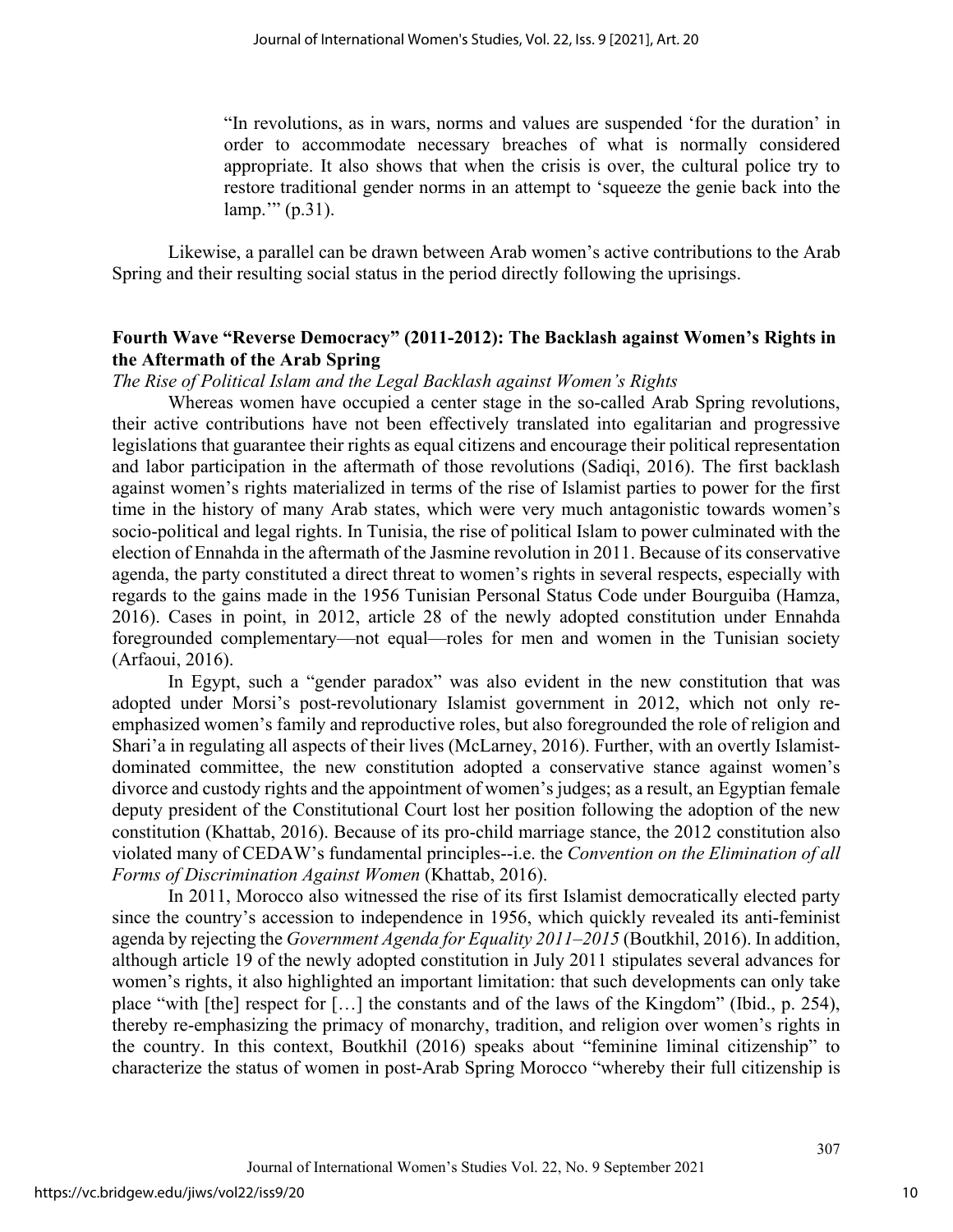> "In revolutions, as in wars, norms and values are suspended 'for the duration' in order to accommodate necessary breaches of what is normally considered appropriate. It also shows that when the crisis is over, the cultural police try to restore traditional gender norms in an attempt to 'squeeze the genie back into the lamp.'" (p.31).

Likewise, a parallel can be drawn between Arab women's active contributions to the Arab Spring and their resulting social status in the period directly following the uprisings.

## Fourth Wave "Reverse Democracy" (2011-2012): The Backlash against Women's Rights in the Aftermath of the Arab Spring

*The Rise of Political Islam and the Legal Backlash against Women's Rights*

Whereas women have occupied a center stage in the so-called Arab Spring revolutions, their active contributions have not been effectively translated into egalitarian and progressive legislations that guarantee their rights as equal citizens and encourage their political representation and labor participation in the aftermath of those revolutions (Sadiqi, 2016). The first backlash against women's rights materialized in terms of the rise of Islamist parties to power for the first time in the history of many Arab states, which were very much antagonistic towards women's socio-political and legal rights. In Tunisia, the rise of political Islam to power culminated with the election of Ennahda in the aftermath of the Jasmine revolution in 2011. Because of its conservative agenda, the party constituted a direct threat to women's rights in several respects, especially with regards to the gains made in the 1956 Tunisian Personal Status Code under Bourguiba (Hamza, 2016). Cases in point, in 2012, article 28 of the newly adopted constitution under Ennahda foregrounded complementary—not equal—roles for men and women in the Tunisian society (Arfaoui, 2016).

In Egypt, such a "gender paradox" was also evident in the new constitution that was adopted under Morsi's post-revolutionary Islamist government in 2012, which not only re-emphasized women's family and reproductive roles, but also foregrounded the role of religion and Shari'a in regulating all aspects of their lives (McLarney, 2016). Further, with an overtly Islamist-dominated committee, the new constitution adopted a conservative stance against women's divorce and custody rights and the appointment of women's judges; as a result, an Egyptian female deputy president of the Constitutional Court lost her position following the adoption of the new constitution (Khattab, 2016). Because of its pro-child marriage stance, the 2012 constitution also violated many of CEDAW's fundamental principles--i.e. the *Convention on the Elimination of all Forms of Discrimination Against Women* (Khattab, 2016).

In 2011, Morocco also witnessed the rise of its first Islamist democratically elected party since the country's accession to independence in 1956, which quickly revealed its anti-feminist agenda by rejecting the *Government Agenda for Equality 2011–2015* (Boutkhil, 2016). In addition, although article 19 of the newly adopted constitution in July 2011 stipulates several advances for women's rights, it also highlighted an important limitation: that such developments can only take place "with [the] respect for […] the constants and of the laws of the Kingdom" (Ibid., p. 254), thereby re-emphasizing the primacy of monarchy, tradition, and religion over women's rights in the country. In this context, Boutkhil (2016) speaks about "feminine liminal citizenship" to characterize the status of women in post-Arab Spring Morocco "whereby their full citizenship is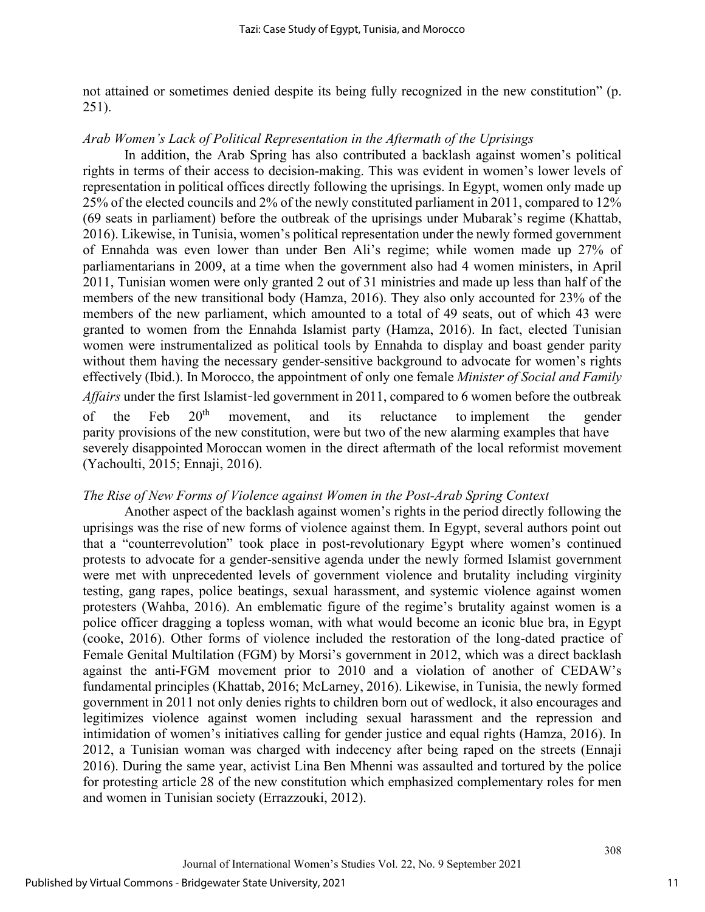not attained or sometimes denied despite its being fully recognized in the new constitution" (p. 251).

*Arab Women's Lack of Political Representation in the Aftermath of the Uprisings*

In addition, the Arab Spring has also contributed a backlash against women's political rights in terms of their access to decision-making. This was evident in women's lower levels of representation in political offices directly following the uprisings. In Egypt, women only made up 25% of the elected councils and 2% of the newly constituted parliament in 2011, compared to 12% (69 seats in parliament) before the outbreak of the uprisings under Mubarak's regime (Khattab, 2016). Likewise, in Tunisia, women's political representation under the newly formed government of Ennahda was even lower than under Ben Ali's regime; while women made up 27% of parliamentarians in 2009, at a time when the government also had 4 women ministers, in April 2011, Tunisian women were only granted 2 out of 31 ministries and made up less than half of the members of the new transitional body (Hamza, 2016). They also only accounted for 23% of the members of the new parliament, which amounted to a total of 49 seats, out of which 43 were granted to women from the Ennahda Islamist party (Hamza, 2016). In fact, elected Tunisian women were instrumentalized as political tools by Ennahda to display and boast gender parity without them having the necessary gender-sensitive background to advocate for women's rights effectively (Ibid.). In Morocco, the appointment of only one female *Minister of Social and Family Affairs* under the first Islamist-led government in 2011, compared to 6 women before the outbreak of the Feb 20th movement, and its reluctance to implement the gender parity provisions of the new constitution, were but two of the new alarming examples that have severely disappointed Moroccan women in the direct aftermath of the local reformist movement (Yachoulti, 2015; Ennaji, 2016).

*The Rise of New Forms of Violence against Women in the Post-Arab Spring Context*

Another aspect of the backlash against women's rights in the period directly following the uprisings was the rise of new forms of violence against them. In Egypt, several authors point out that a "counterrevolution" took place in post-revolutionary Egypt where women's continued protests to advocate for a gender-sensitive agenda under the newly formed Islamist government were met with unprecedented levels of government violence and brutality including virginity testing, gang rapes, police beatings, sexual harassment, and systemic violence against women protesters (Wahba, 2016). An emblematic figure of the regime's brutality against women is a police officer dragging a topless woman, with what would become an iconic blue bra, in Egypt (cooke, 2016). Other forms of violence included the restoration of the long-dated practice of Female Genital Multilation (FGM) by Morsi's government in 2012, which was a direct backlash against the anti-FGM movement prior to 2010 and a violation of another of CEDAW's fundamental principles (Khattab, 2016; McLarney, 2016). Likewise, in Tunisia, the newly formed government in 2011 not only denies rights to children born out of wedlock, it also encourages and legitimizes violence against women including sexual harassment and the repression and intimidation of women's initiatives calling for gender justice and equal rights (Hamza, 2016). In 2012, a Tunisian woman was charged with indecency after being raped on the streets (Ennaji 2016). During the same year, activist Lina Ben Mhenni was assaulted and tortured by the police for protesting article 28 of the new constitution which emphasized complementary roles for men and women in Tunisian society (Errazzouki, 2012).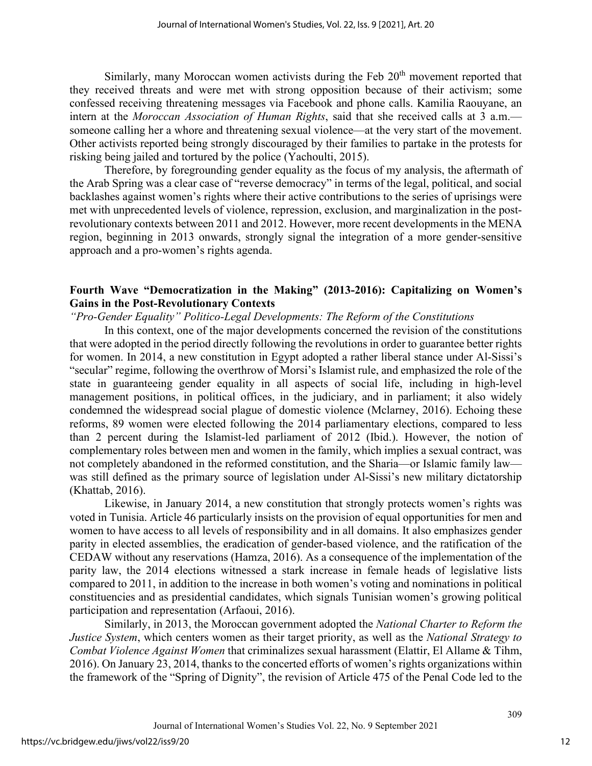Similarly, many Moroccan women activists during the Feb 20th movement reported that they received threats and were met with strong opposition because of their activism; some confessed receiving threatening messages via Facebook and phone calls. Kamilia Raouyane, an intern at the *Moroccan Association of Human Rights*, said that she received calls at 3 a.m.—someone calling her a whore and threatening sexual violence—at the very start of the movement. Other activists reported being strongly discouraged by their families to partake in the protests for risking being jailed and tortured by the police (Yachoulti, 2015).

Therefore, by foregrounding gender equality as the focus of my analysis, the aftermath of the Arab Spring was a clear case of "reverse democracy" in terms of the legal, political, and social backlashes against women's rights where their active contributions to the series of uprisings were met with unprecedented levels of violence, repression, exclusion, and marginalization in the post-revolutionary contexts between 2011 and 2012. However, more recent developments in the MENA region, beginning in 2013 onwards, strongly signal the integration of a more gender-sensitive approach and a pro-women's rights agenda.

## Fourth Wave "Democratization in the Making" (2013-2016): Capitalizing on Women's Gains in the Post-Revolutionary Contexts

### *"Pro-Gender Equality" Politico-Legal Developments: The Reform of the Constitutions*

In this context, one of the major developments concerned the revision of the constitutions that were adopted in the period directly following the revolutions in order to guarantee better rights for women. In 2014, a new constitution in Egypt adopted a rather liberal stance under Al-Sissi's "secular" regime, following the overthrow of Morsi's Islamist rule, and emphasized the role of the state in guaranteeing gender equality in all aspects of social life, including in high-level management positions, in political offices, in the judiciary, and in parliament; it also widely condemned the widespread social plague of domestic violence (Mclarney, 2016). Echoing these reforms, 89 women were elected following the 2014 parliamentary elections, compared to less than 2 percent during the Islamist-led parliament of 2012 (Ibid.). However, the notion of complementary roles between men and women in the family, which implies a sexual contract, was not completely abandoned in the reformed constitution, and the Sharia—or Islamic family law—was still defined as the primary source of legislation under Al-Sissi's new military dictatorship (Khattab, 2016).

Likewise, in January 2014, a new constitution that strongly protects women's rights was voted in Tunisia. Article 46 particularly insists on the provision of equal opportunities for men and women to have access to all levels of responsibility and in all domains. It also emphasizes gender parity in elected assemblies, the eradication of gender-based violence, and the ratification of the CEDAW without any reservations (Hamza, 2016). As a consequence of the implementation of the parity law, the 2014 elections witnessed a stark increase in female heads of legislative lists compared to 2011, in addition to the increase in both women's voting and nominations in political constituencies and as presidential candidates, which signals Tunisian women's growing political participation and representation (Arfaoui, 2016).

Similarly, in 2013, the Moroccan government adopted the *National Charter to Reform the Justice System*, which centers women as their target priority, as well as the *National Strategy to Combat Violence Against Women* that criminalizes sexual harassment (Elattir, El Allame & Tihm, 2016). On January 23, 2014, thanks to the concerted efforts of women's rights organizations within the framework of the "Spring of Dignity", the revision of Article 475 of the Penal Code led to the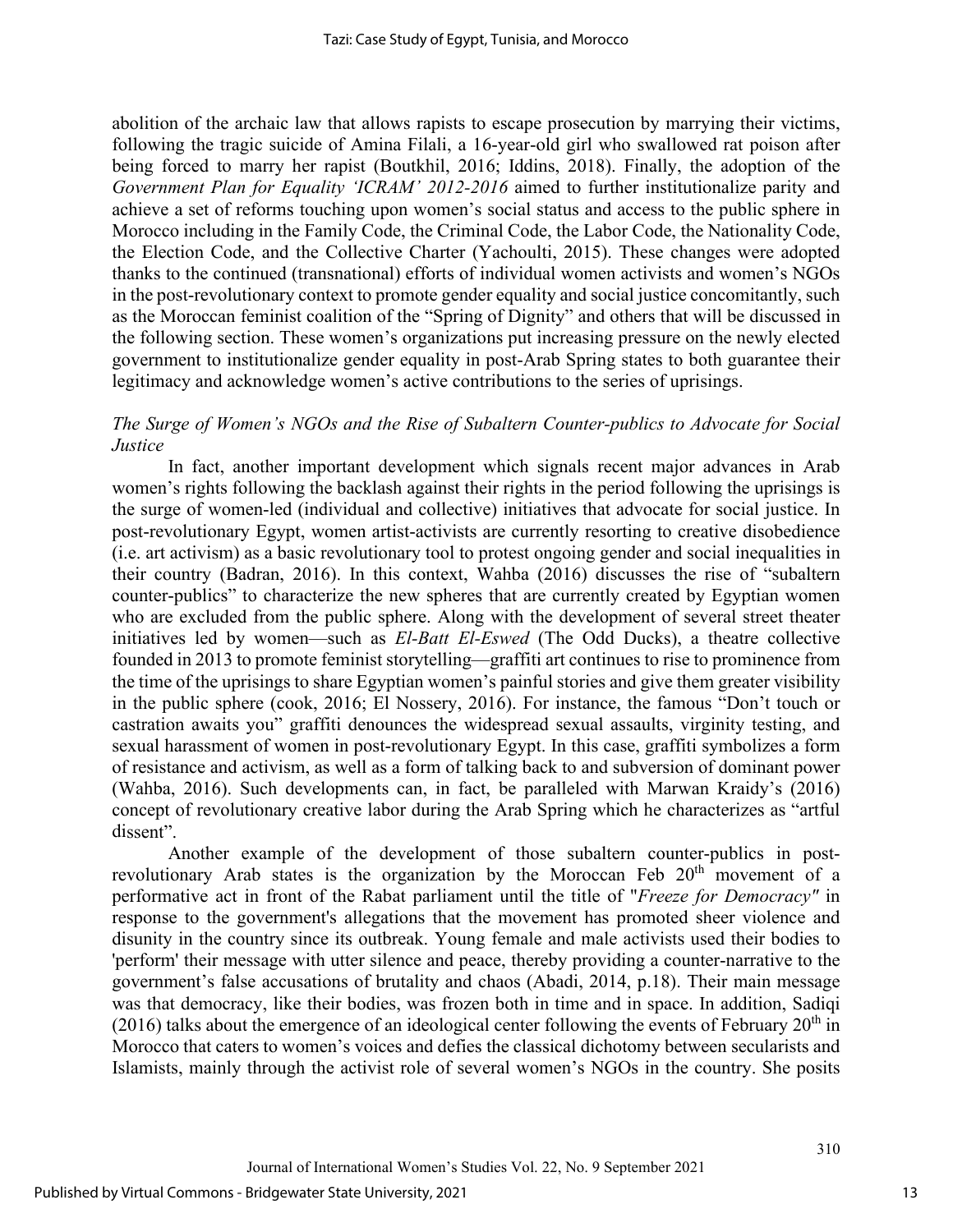abolition of the archaic law that allows rapists to escape prosecution by marrying their victims, following the tragic suicide of Amina Filali, a 16-year-old girl who swallowed rat poison after being forced to marry her rapist (Boutkhil, 2016; Iddins, 2018). Finally, the adoption of the *Government Plan for Equality 'ICRAM' 2012-2016* aimed to further institutionalize parity and achieve a set of reforms touching upon women's social status and access to the public sphere in Morocco including in the Family Code, the Criminal Code, the Labor Code, the Nationality Code, the Election Code, and the Collective Charter (Yachoulti, 2015). These changes were adopted thanks to the continued (transnational) efforts of individual women activists and women's NGOs in the post-revolutionary context to promote gender equality and social justice concomitantly, such as the Moroccan feminist coalition of the "Spring of Dignity" and others that will be discussed in the following section. These women's organizations put increasing pressure on the newly elected government to institutionalize gender equality in post-Arab Spring states to both guarantee their legitimacy and acknowledge women's active contributions to the series of uprisings.

### *The Surge of Women's NGOs and the Rise of Subaltern Counter-publics to Advocate for Social Justice*

In fact, another important development which signals recent major advances in Arab women's rights following the backlash against their rights in the period following the uprisings is the surge of women-led (individual and collective) initiatives that advocate for social justice. In post-revolutionary Egypt, women artist-activists are currently resorting to creative disobedience (i.e. art activism) as a basic revolutionary tool to protest ongoing gender and social inequalities in their country (Badran, 2016). In this context, Wahba (2016) discusses the rise of "subaltern counter-publics" to characterize the new spheres that are currently created by Egyptian women who are excluded from the public sphere. Along with the development of several street theater initiatives led by women—such as *El-Batt El-Eswed* (The Odd Ducks), a theatre collective founded in 2013 to promote feminist storytelling—graffiti art continues to rise to prominence from the time of the uprisings to share Egyptian women's painful stories and give them greater visibility in the public sphere (cook, 2016; El Nossery, 2016). For instance, the famous "Don't touch or castration awaits you" graffiti denounces the widespread sexual assaults, virginity testing, and sexual harassment of women in post-revolutionary Egypt. In this case, graffiti symbolizes a form of resistance and activism, as well as a form of talking back to and subversion of dominant power (Wahba, 2016). Such developments can, in fact, be paralleled with Marwan Kraidy's (2016) concept of revolutionary creative labor during the Arab Spring which he characterizes as "artful dissent".

Another example of the development of those subaltern counter-publics in post-revolutionary Arab states is the organization by the Moroccan Feb 20th movement of a performative act in front of the Rabat parliament until the title of "*Freeze for Democracy"* in response to the government's allegations that the movement has promoted sheer violence and disunity in the country since its outbreak. Young female and male activists used their bodies to 'perform' their message with utter silence and peace, thereby providing a counter-narrative to the government's false accusations of brutality and chaos (Abadi, 2014, p.18). Their main message was that democracy, like their bodies, was frozen both in time and in space. In addition, Sadiqi (2016) talks about the emergence of an ideological center following the events of February 20th in Morocco that caters to women's voices and defies the classical dichotomy between secularists and Islamists, mainly through the activist role of several women's NGOs in the country. She posits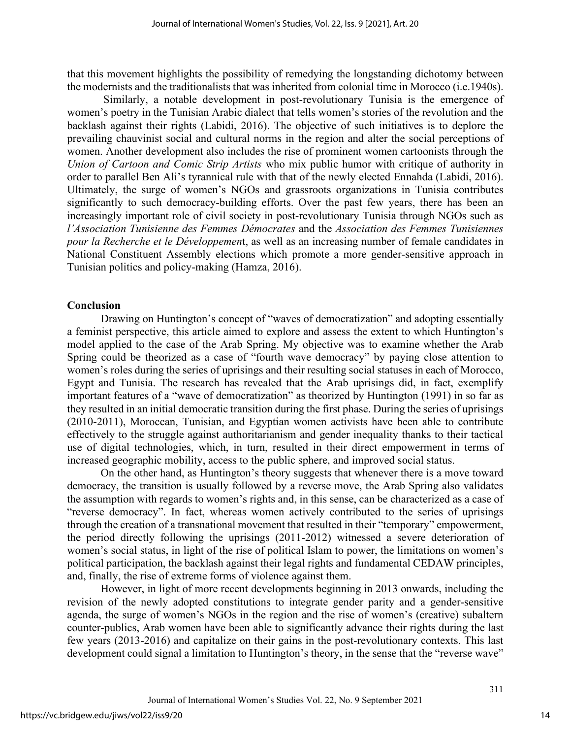that this movement highlights the possibility of remedying the longstanding dichotomy between the modernists and the traditionalists that was inherited from colonial time in Morocco (i.e.1940s).

Similarly, a notable development in post-revolutionary Tunisia is the emergence of women's poetry in the Tunisian Arabic dialect that tells women's stories of the revolution and the backlash against their rights (Labidi, 2016). The objective of such initiatives is to deplore the prevailing chauvinist social and cultural norms in the region and alter the social perceptions of women. Another development also includes the rise of prominent women cartoonists through the *Union of Cartoon and Comic Strip Artists* who mix public humor with critique of authority in order to parallel Ben Ali's tyrannical rule with that of the newly elected Ennahda (Labidi, 2016). Ultimately, the surge of women's NGOs and grassroots organizations in Tunisia contributes significantly to such democracy-building efforts. Over the past few years, there has been an increasingly important role of civil society in post-revolutionary Tunisia through NGOs such as *l'Association Tunisienne des Femmes Démocrates* and the *Association des Femmes Tunisiennes pour la Recherche et le Développemen*t, as well as an increasing number of female candidates in National Constituent Assembly elections which promote a more gender-sensitive approach in Tunisian politics and policy-making (Hamza, 2016).

## Conclusion

Drawing on Huntington's concept of "waves of democratization" and adopting essentially a feminist perspective, this article aimed to explore and assess the extent to which Huntington's model applied to the case of the Arab Spring. My objective was to examine whether the Arab Spring could be theorized as a case of "fourth wave democracy" by paying close attention to women's roles during the series of uprisings and their resulting social statuses in each of Morocco, Egypt and Tunisia. The research has revealed that the Arab uprisings did, in fact, exemplify important features of a "wave of democratization" as theorized by Huntington (1991) in so far as they resulted in an initial democratic transition during the first phase. During the series of uprisings (2010-2011), Moroccan, Tunisian, and Egyptian women activists have been able to contribute effectively to the struggle against authoritarianism and gender inequality thanks to their tactical use of digital technologies, which, in turn, resulted in their direct empowerment in terms of increased geographic mobility, access to the public sphere, and improved social status.

On the other hand, as Huntington's theory suggests that whenever there is a move toward democracy, the transition is usually followed by a reverse move, the Arab Spring also validates the assumption with regards to women's rights and, in this sense, can be characterized as a case of "reverse democracy". In fact, whereas women actively contributed to the series of uprisings through the creation of a transnational movement that resulted in their "temporary" empowerment, the period directly following the uprisings (2011-2012) witnessed a severe deterioration of women's social status, in light of the rise of political Islam to power, the limitations on women's political participation, the backlash against their legal rights and fundamental CEDAW principles, and, finally, the rise of extreme forms of violence against them.

However, in light of more recent developments beginning in 2013 onwards, including the revision of the newly adopted constitutions to integrate gender parity and a gender-sensitive agenda, the surge of women's NGOs in the region and the rise of women's (creative) subaltern counter-publics, Arab women have been able to significantly advance their rights during the last few years (2013-2016) and capitalize on their gains in the post-revolutionary contexts. This last development could signal a limitation to Huntington's theory, in the sense that the "reverse wave"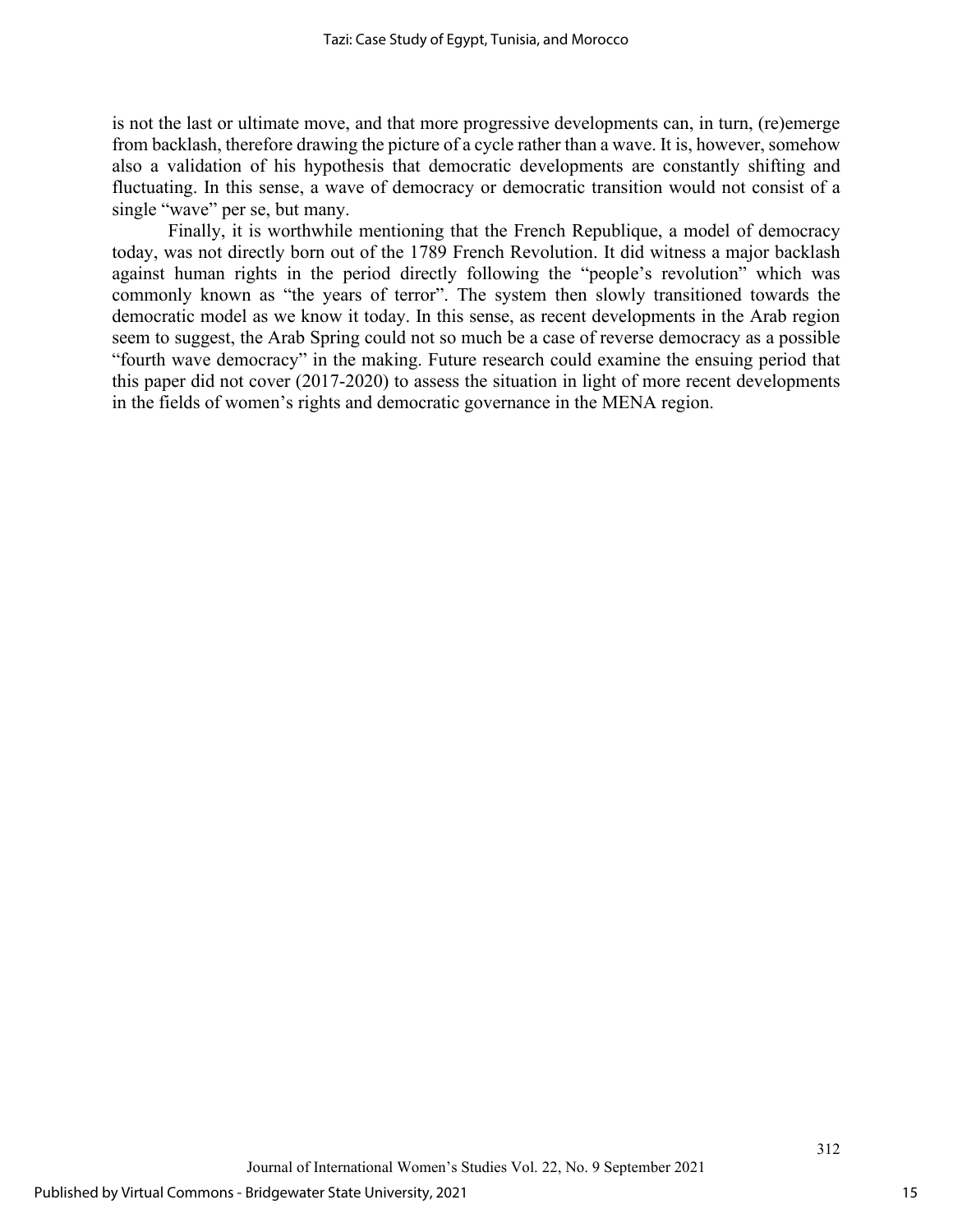is not the last or ultimate move, and that more progressive developments can, in turn, (re)emerge from backlash, therefore drawing the picture of a cycle rather than a wave. It is, however, somehow also a validation of his hypothesis that democratic developments are constantly shifting and fluctuating. In this sense, a wave of democracy or democratic transition would not consist of a single "wave" per se, but many.

Finally, it is worthwhile mentioning that the French Republique, a model of democracy today, was not directly born out of the 1789 French Revolution. It did witness a major backlash against human rights in the period directly following the "people's revolution" which was commonly known as "the years of terror". The system then slowly transitioned towards the democratic model as we know it today. In this sense, as recent developments in the Arab region seem to suggest, the Arab Spring could not so much be a case of reverse democracy as a possible "fourth wave democracy" in the making. Future research could examine the ensuing period that this paper did not cover (2017-2020) to assess the situation in light of more recent developments in the fields of women's rights and democratic governance in the MENA region.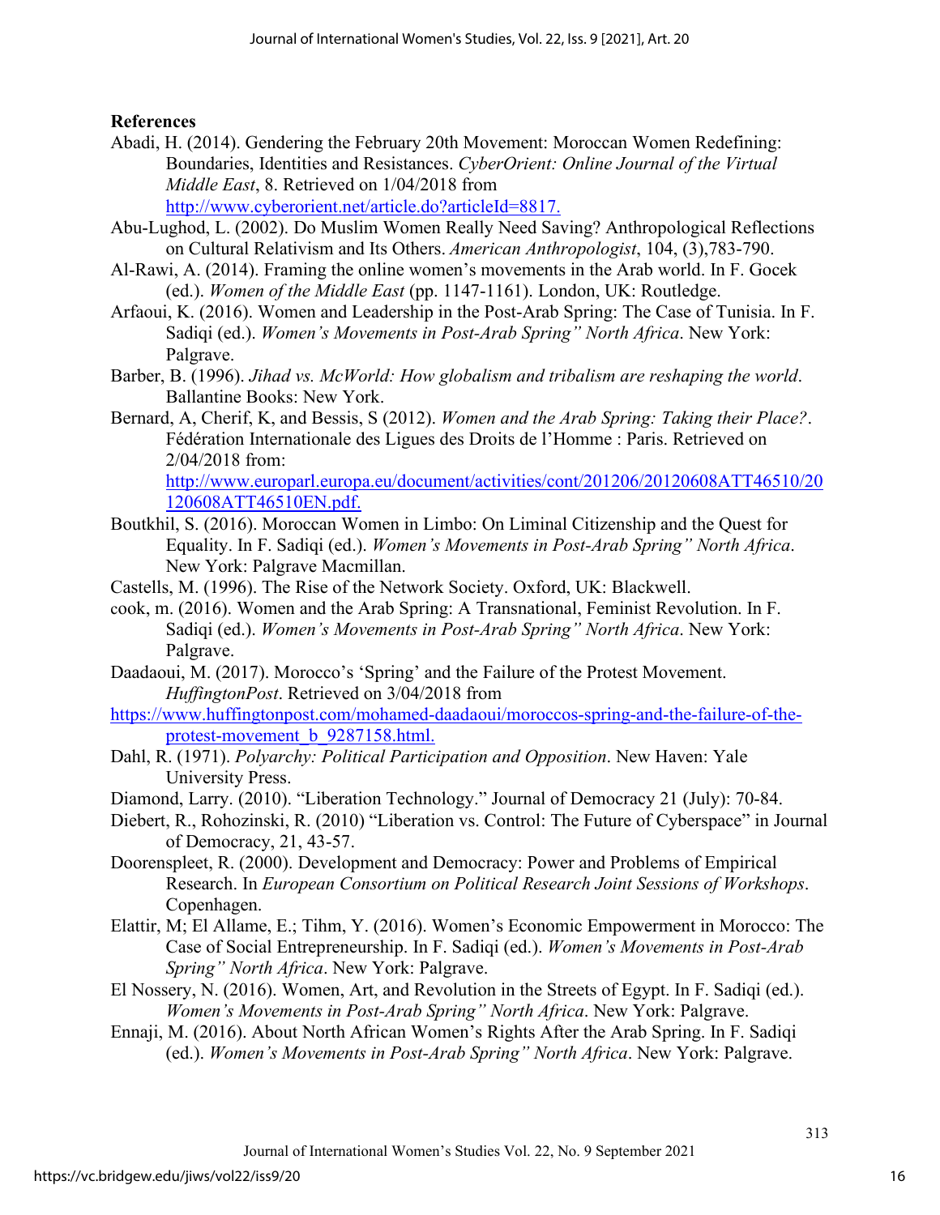**References**

Abadi, H. (2014). Gendering the February 20th Movement: Moroccan Women Redefining: Boundaries, Identities and Resistances. *CyberOrient: Online Journal of the Virtual Middle East*, 8. Retrieved on 1/04/2018 from http://www.cyberorient.net/article.do?articleId=8817.

Abu-Lughod, L. (2002). Do Muslim Women Really Need Saving? Anthropological Reflections on Cultural Relativism and Its Others. *American Anthropologist*, 104, (3),783-790.

Al-Rawi, A. (2014). Framing the online women's movements in the Arab world. In F. Gocek (ed.). *Women of the Middle East* (pp. 1147-1161). London, UK: Routledge.

Arfaoui, K. (2016). Women and Leadership in the Post-Arab Spring: The Case of Tunisia. In F. Sadiqi (ed.). *Women's Movements in Post-Arab Spring" North Africa*. New York: Palgrave.

Barber, B. (1996). *Jihad vs. McWorld: How globalism and tribalism are reshaping the world*. Ballantine Books: New York.

Bernard, A, Cherif, K, and Bessis, S (2012). *Women and the Arab Spring: Taking their Place?*. Fédération Internationale des Ligues des Droits de l'Homme : Paris. Retrieved on 2/04/2018 from: http://www.europarl.europa.eu/document/activities/cont/201206/20120608ATT46510/20120608ATT46510EN.pdf.

Boutkhil, S. (2016). Moroccan Women in Limbo: On Liminal Citizenship and the Quest for Equality. In F. Sadiqi (ed.). *Women's Movements in Post-Arab Spring" North Africa*. New York: Palgrave Macmillan.

Castells, M. (1996). The Rise of the Network Society. Oxford, UK: Blackwell.

cook, m. (2016). Women and the Arab Spring: A Transnational, Feminist Revolution. In F. Sadiqi (ed.). *Women's Movements in Post-Arab Spring" North Africa*. New York: Palgrave.

Daadaoui, M. (2017). Morocco's 'Spring' and the Failure of the Protest Movement. *HuffingtonPost*. Retrieved on 3/04/2018 from https://www.huffingtonpost.com/mohamed-daadaoui/moroccos-spring-and-the-failure-of-the-protest-movement_b_9287158.html.

Dahl, R. (1971). *Polyarchy: Political Participation and Opposition*. New Haven: Yale University Press.

Diamond, Larry. (2010). "Liberation Technology." Journal of Democracy 21 (July): 70-84.

Diebert, R., Rohozinski, R. (2010) "Liberation vs. Control: The Future of Cyberspace" in Journal of Democracy, 21, 43-57.

Doorenspleet, R. (2000). Development and Democracy: Power and Problems of Empirical Research. In *European Consortium on Political Research Joint Sessions of Workshops*. Copenhagen.

Elattir, M; El Allame, E.; Tihm, Y. (2016). Women's Economic Empowerment in Morocco: The Case of Social Entrepreneurship. In F. Sadiqi (ed.). *Women's Movements in Post-Arab Spring" North Africa*. New York: Palgrave.

El Nossery, N. (2016). Women, Art, and Revolution in the Streets of Egypt. In F. Sadiqi (ed.). *Women's Movements in Post-Arab Spring" North Africa*. New York: Palgrave.

Ennaji, M. (2016). About North African Women's Rights After the Arab Spring. In F. Sadiqi (ed.). *Women's Movements in Post-Arab Spring" North Africa*. New York: Palgrave.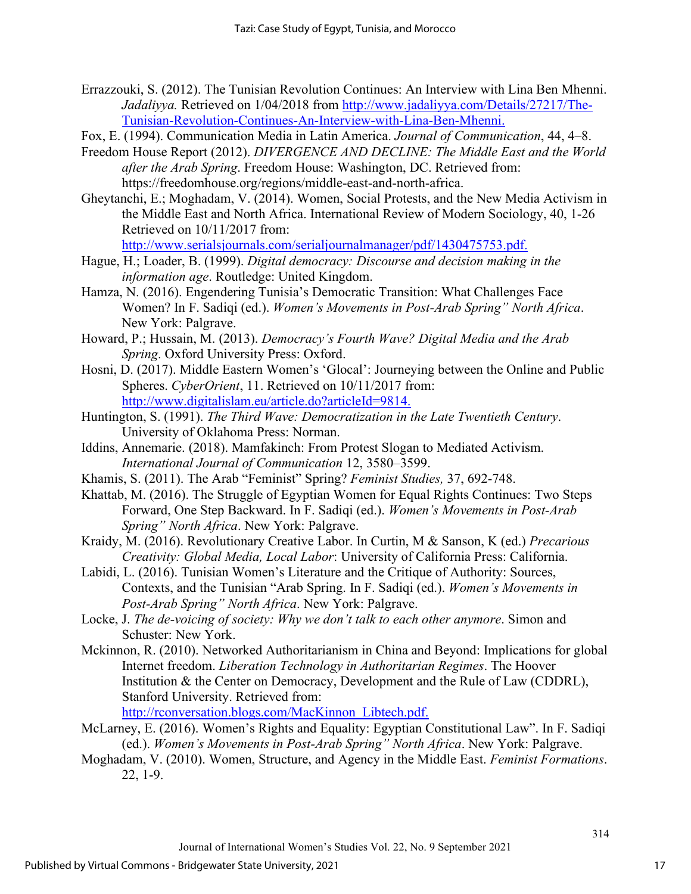Errazzouki, S. (2012). The Tunisian Revolution Continues: An Interview with Lina Ben Mhenni. *Jadaliyya.* Retrieved on 1/04/2018 from http://www.jadaliyya.com/Details/27217/The-Tunisian-Revolution-Continues-An-Interview-with-Lina-Ben-Mhenni.

Fox, E. (1994). Communication Media in Latin America. *Journal of Communication*, 44, 4–8.

Freedom House Report (2012). *DIVERGENCE AND DECLINE: The Middle East and the World after the Arab Spring*. Freedom House: Washington, DC. Retrieved from: https://freedomhouse.org/regions/middle-east-and-north-africa.

Gheytanchi, E.; Moghadam, V. (2014). Women, Social Protests, and the New Media Activism in the Middle East and North Africa. International Review of Modern Sociology, 40, 1-26 Retrieved on 10/11/2017 from: http://www.serialsjournals.com/serialjournalmanager/pdf/1430475753.pdf.

Hague, H.; Loader, B. (1999). *Digital democracy: Discourse and decision making in the information age*. Routledge: United Kingdom.

Hamza, N. (2016). Engendering Tunisia's Democratic Transition: What Challenges Face Women? In F. Sadiqi (ed.). *Women's Movements in Post-Arab Spring" North Africa*. New York: Palgrave.

Howard, P.; Hussain, M. (2013). *Democracy's Fourth Wave? Digital Media and the Arab Spring*. Oxford University Press: Oxford.

Hosni, D. (2017). Middle Eastern Women's 'Glocal': Journeying between the Online and Public Spheres. *CyberOrient*, 11. Retrieved on 10/11/2017 from: http://www.digitalislam.eu/article.do?articleId=9814.

Huntington, S. (1991). *The Third Wave: Democratization in the Late Twentieth Century*. University of Oklahoma Press: Norman.

Iddins, Annemarie. (2018). Mamfakinch: From Protest Slogan to Mediated Activism. *International Journal of Communication* 12, 3580–3599.

Khamis, S. (2011). The Arab "Feminist" Spring? *Feminist Studies,* 37, 692-748.

Khattab, M. (2016). The Struggle of Egyptian Women for Equal Rights Continues: Two Steps Forward, One Step Backward. In F. Sadiqi (ed.). *Women's Movements in Post-Arab Spring" North Africa*. New York: Palgrave.

Kraidy, M. (2016). Revolutionary Creative Labor. In Curtin, M & Sanson, K (ed.) *Precarious Creativity: Global Media, Local Labor*: University of California Press: California.

Labidi, L. (2016). Tunisian Women's Literature and the Critique of Authority: Sources, Contexts, and the Tunisian "Arab Spring. In F. Sadiqi (ed.). *Women's Movements in Post-Arab Spring" North Africa*. New York: Palgrave.

Locke, J. *The de-voicing of society: Why we don't talk to each other anymore*. Simon and Schuster: New York.

Mckinnon, R. (2010). Networked Authoritarianism in China and Beyond: Implications for global Internet freedom. *Liberation Technology in Authoritarian Regimes*. The Hoover Institution & the Center on Democracy, Development and the Rule of Law (CDDRL), Stanford University. Retrieved from: http://rconversation.blogs.com/MacKinnon_Libtech.pdf.

McLarney, E. (2016). Women's Rights and Equality: Egyptian Constitutional Law". In F. Sadiqi (ed.). *Women's Movements in Post-Arab Spring" North Africa*. New York: Palgrave.

Moghadam, V. (2010). Women, Structure, and Agency in the Middle East. *Feminist Formations*. 22, 1-9.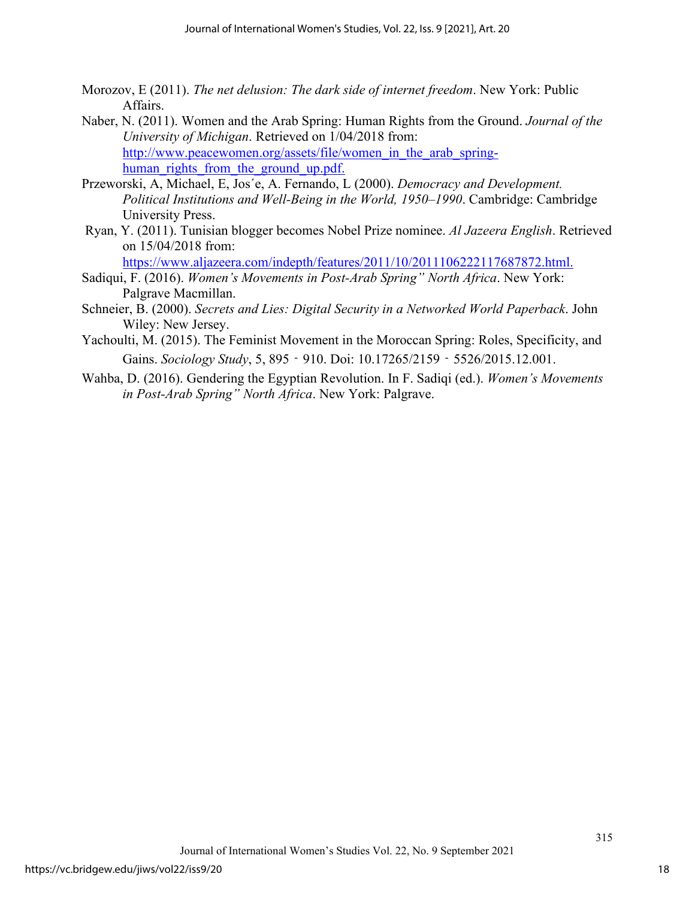Morozov, E (2011). *The net delusion: The dark side of internet freedom*. New York: Public Affairs.

Naber, N. (2011). Women and the Arab Spring: Human Rights from the Ground. *Journal of the University of Michigan*. Retrieved on 1/04/2018 from: http://www.peacewomen.org/assets/file/women_in_the_arab_spring-human_rights_from_the_ground_up.pdf.

Przeworski, A, Michael, E, Jos´e, A. Fernando, L (2000). *Democracy and Development. Political Institutions and Well-Being in the World, 1950–1990*. Cambridge: Cambridge University Press.

Ryan, Y. (2011). Tunisian blogger becomes Nobel Prize nominee. *Al Jazeera English*. Retrieved on 15/04/2018 from: https://www.aljazeera.com/indepth/features/2011/10/2011106222117687872.html.

Sadiqui, F. (2016). *Women's Movements in Post-Arab Spring" North Africa*. New York: Palgrave Macmillan.

Schneier, B. (2000). *Secrets and Lies: Digital Security in a Networked World Paperback*. John Wiley: New Jersey.

Yachoulti, M. (2015). The Feminist Movement in the Moroccan Spring: Roles, Specificity, and Gains. *Sociology Study*, 5, 895 - 910. Doi: 10.17265/2159 - 5526/2015.12.001.

Wahba, D. (2016). Gendering the Egyptian Revolution. In F. Sadiqi (ed.). *Women's Movements in Post-Arab Spring" North Africa*. New York: Palgrave.